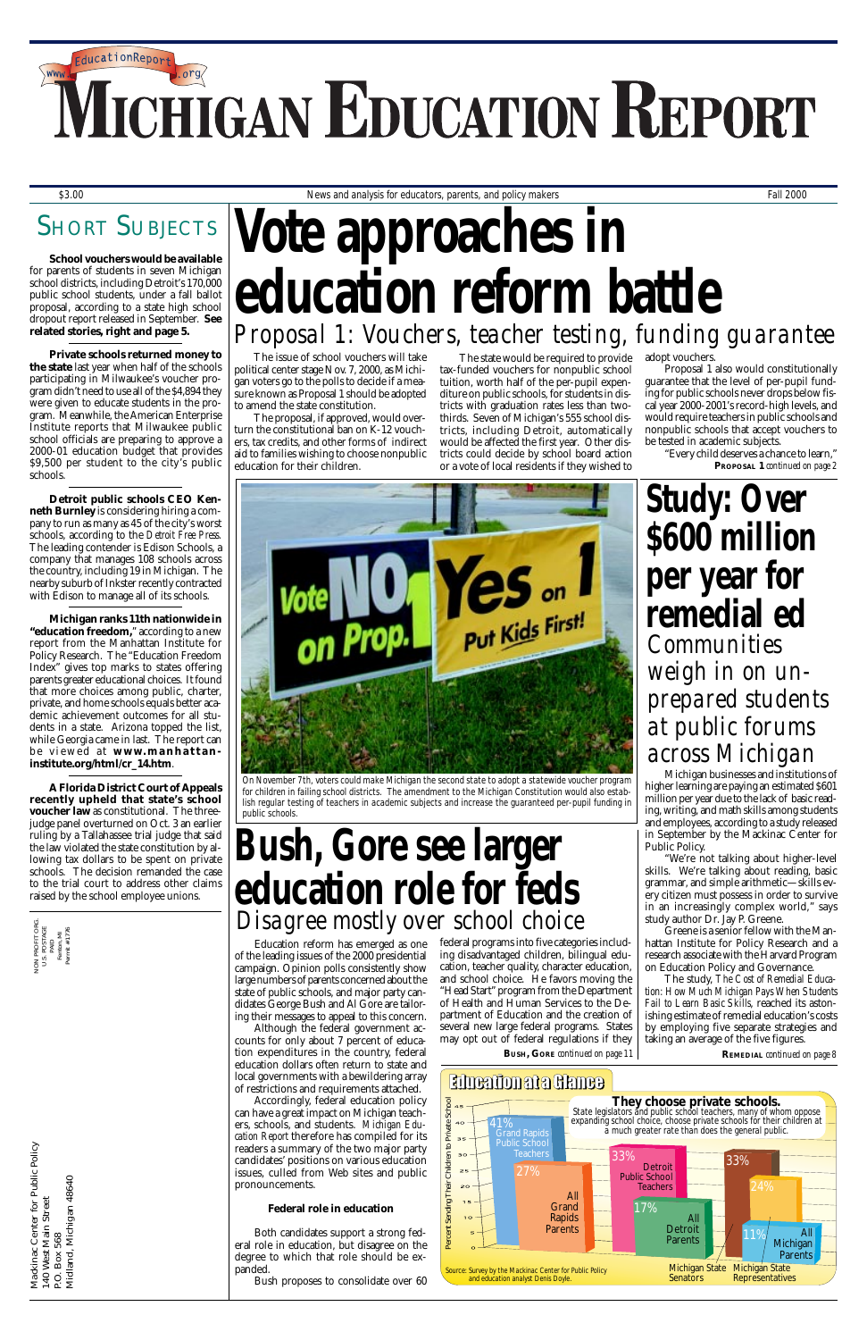# Michigan Education Report

www.EducationReport.org

$3.00 | News and analysis for educators, parents, and policy makers | Fall 2000

## Short Subjects

**School vouchers would be available** for parents of students in seven Michigan school districts, including Detroit's 170,000 public school students, under a fall ballot proposal, according to a state high school dropout report released in September. **See related stories, right and page 5.**

**Private schools returned money to the state** last year when half of the schools participating in Milwaukee's voucher program didn't need to use all of the $4,894 they were given to educate students in the program. Meanwhile, the American Enterprise Institute reports that Milwaukee public school officials are preparing to approve a 2000-01 education budget that provides $9,500 per student to the city's public schools.

**Detroit public schools CEO Kenneth Burnley** is considering hiring a company to run as many as 45 of the city's worst schools, according to the *Detroit Free Press*. The leading contender is Edison Schools, a company that manages 108 schools across the country, including 19 in Michigan. The nearby suburb of Inkster recently contracted with Edison to manage all of its schools.

**Michigan ranks 11th nationwide in "education freedom,"** according to a new report from the Manhattan Institute for Policy Research. The "Education Freedom Index" gives top marks to states offering parents greater educational choices. It found that more choices among public, charter, private, and home schools equals better academic achievement outcomes for all students in a state. Arizona topped the list, while Georgia came in last. The report can be viewed at **www.manhattan-institute.org/html/cr_14.htm**.

**A Florida District Court of Appeals recently upheld that state's school voucher law** as constitutional. The three-judge panel overturned on Oct. 3 an earlier ruling by a Tallahassee trial judge that said the law violated the state constitution by allowing tax dollars to be spent on private schools. The decision remanded the case to the trial court to address other claims raised by the school employee unions.

NON PROFIT ORG.
U.S. POSTAGE
PAID
Fenton, MI
Permit #1776

Mackinac Center for Public Policy
140 West Main Street
P.O. Box 568
Midland, Michigan 48640

# Vote approaches in education reform battle

## Proposal 1: Vouchers, teacher testing, funding guarantee

The issue of school vouchers will take political center stage Nov. 7, 2000, as Michigan voters go to the polls to decide if a measure known as Proposal 1 should be adopted to amend the state constitution.

The proposal, if approved, would overturn the constitutional ban on K-12 vouchers, tax credits, and other forms of indirect aid to families wishing to choose nonpublic education for their children.

The state would be required to provide tax-funded vouchers for nonpublic school tuition, worth half of the per-pupil expenditure on public schools, for students in districts with graduation rates less than two-thirds. Seven of Michigan's 555 school districts, including Detroit, automatically would be affected the first year. Other districts could decide by school board action or a vote of local residents if they wished to adopt vouchers.

Proposal 1 also would constitutionally guarantee that the level of per-pupil funding for public schools never drops below fiscal year 2000-2001's record-high levels, and would require teachers in public schools and nonpublic schools that accept vouchers to be tested in academic subjects.

"Every child deserves a chance to learn,"

**Proposal 1** *continued on page 2*

On November 7th, voters could make Michigan the second state to adopt a statewide voucher program for children in failing school districts. The amendment to the Michigan Constitution would also establish regular testing of teachers in academic subjects and increase the guaranteed per-pupil funding in public schools.

# Bush, Gore see larger education role for feds

## Disagree mostly over school choice

Education reform has emerged as one of the leading issues of the 2000 presidential campaign. Opinion polls consistently show large numbers of parents concerned about the state of public schools, and major party candidates George Bush and Al Gore are tailoring their messages to appeal to this concern.

Although the federal government accounts for only about 7 percent of education expenditures in the country, federal education dollars often return to state and local governments with a bewildering array of restrictions and requirements attached.

Accordingly, federal education policy can have a great impact on Michigan teachers, schools, and students. *Michigan Education Report* therefore has compiled for its readers a summary of the two major party candidates' positions on various education issues, culled from Web sites and public pronouncements.

**Federal role in education**

Both candidates support a strong federal role in education, but disagree on the degree to which that role should be expanded.

Bush proposes to consolidate over 60 federal programs into five categories including disadvantaged children, bilingual education, teacher quality, character education, and school choice. He favors moving the "Head Start" program from the Department of Health and Human Services to the Department of Education and the creation of several new large federal programs. States may opt out of federal regulations if they

**Bush, Gore** *continued on page 11*

# Study: Over $600 million per year for remedial ed

## Communities weigh in on unprepared students at public forums across Michigan

Michigan businesses and institutions of higher learning are paying an estimated $601 million per year due to the lack of basic reading, writing, and math skills among students and employees, according to a study released in September by the Mackinac Center for Public Policy.

"We're not talking about higher-level skills. We're talking about reading, basic grammar, and simple arithmetic—skills every citizen must possess in order to survive in an increasingly complex world," says study author Dr. Jay P. Greene.

Greene is a senior fellow with the Manhattan Institute for Policy Research and a research associate with the Harvard Program on Education Policy and Governance.

The study, *The Cost of Remedial Education: How Much Michigan Pays When Students Fail to Learn Basic Skills*, reached its astonishing estimate of remedial education's costs by employing five separate strategies and taking an average of the five figures.

**Remedial** *continued on page 8*

## Education at a Glance

**They choose private schools.**

State legislators and public school teachers, many of whom oppose expanding school choice, choose private schools for their children at a much greater rate than does the general public.

Percent Sending Their Children to Private School

| Group | Percent |
|---|---|
| Grand Rapids Public School Teachers | 41% |
| All Grand Rapids Parents | 27% |
| Detroit Public School Teachers | 33% |
| All Detroit Parents | 17% |
| Michigan State Senators | 33% |
| Michigan State Representatives | 24% |
| All Michigan Parents | 11% |

Source: Survey by the Mackinac Center for Public Policy and education analyst Denis Doyle.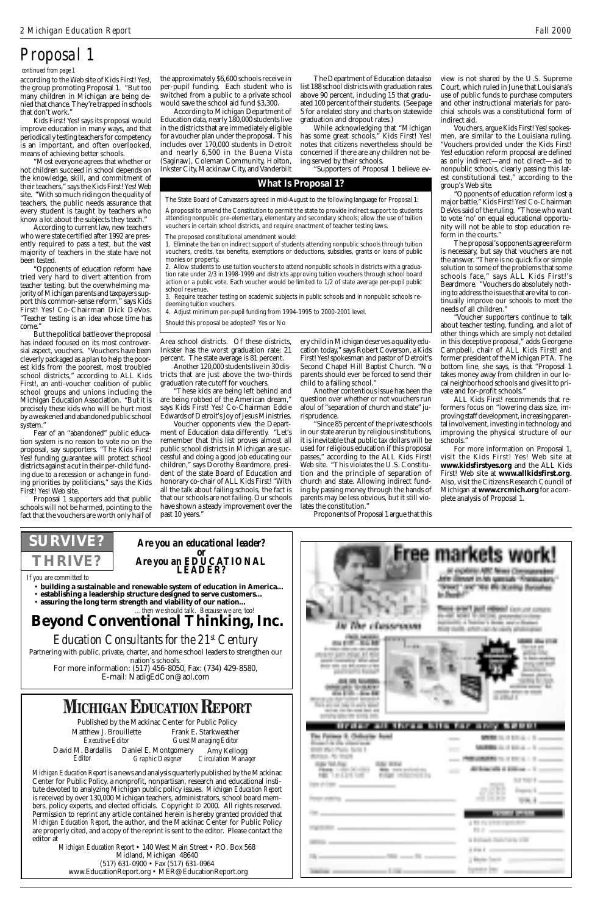# Proposal 1

*continued from page 1*

according to the Web site of Kids First! Yes!, the group promoting Proposal 1. "But too many children in Michigan are being denied that chance. They're trapped in schools that don't work."

Kids First! Yes! says its proposal would improve education in many ways, and that periodically testing teachers for competency is an important, and often overlooked, means of achieving better schools.

"Most everyone agrees that whether or not children succeed in school depends on the knowledge, skill, and commitment of their teachers," says the Kids First! Yes! Web site. "With so much riding on the quality of teachers, the public needs assurance that every student is taught by teachers who know a lot about the subjects they teach."

According to current law, new teachers who were state certified after 1992 are presently required to pass a test, but the vast majority of teachers in the state have not been tested.

"Opponents of education reform have tried very hard to divert attention from teacher testing, but the overwhelming majority of Michigan parents and taxpayers support this common-sense reform," says Kids First! Yes! Co-Chairman Dick DeVos. "Teacher testing is an idea whose time has come."

But the political battle over the proposal has indeed focused on its most controversial aspect, vouchers. "Vouchers have been cleverly packaged as a plan to help the poorest kids from the poorest, most troubled school districts," according to ALL Kids First!, an anti-voucher coalition of public school groups and unions including the Michigan Education Association. "But it is precisely these kids who will be hurt most by a weakened and abandoned public school system."

Fear of an "abandoned" public education system is no reason to vote no on the proposal, say supporters. "The Kids First! Yes! funding guarantee will protect school districts against a cut in their per-child funding due to a recession or a change in funding priorities by politicians," says the Kids First! Yes! Web site.

Proposal 1 supporters add that public schools will not be harmed, pointing to the fact that the vouchers are worth only half of the approximately $6,600 schools receive in per-pupil funding. Each student who is switched from a public to a private school would save the school aid fund $3,300.

According to Michigan Department of Education data, nearly 180,000 students live in the districts that are immediately eligible for a voucher plan under the proposal. This includes over 170,000 students in Detroit and nearly 6,500 in the Buena Vista (Saginaw), Coleman Community, Holton, Inkster City, Mackinaw City, and Vanderbilt Area school districts. Of these districts, Inkster has the worst graduation rate: 21 percent. The state average is 81 percent.

Another 120,000 students live in 30 districts that are just above the two-thirds graduation rate cutoff for vouchers.

"These kids are being left behind and are being robbed of the American dream," says Kids First! Yes! Co-Chairman Eddie Edwards of Detroit's Joy of Jesus Ministries.

Voucher opponents view the Department of Education data differently. "Let's remember that this list proves almost all public school districts in Michigan are successful and doing a good job educating our children," says Dorothy Beardmore, president of the state Board of Education and honorary co-chair of ALL Kids First! "With all the talk about failing schools, the fact is that our schools are not failing. Our schools have shown a steady improvement over the past 10 years."

The Department of Education data also list 188 school districts with graduation rates above 90 percent, including 15 that graduated 100 percent of their students. (See page 5 for a related story and charts on statewide graduation and dropout rates.)

While acknowledging that "Michigan has some great schools," Kids First! Yes! notes that citizens nevertheless should be concerned if there are any children not being served by their schools.

"Supporters of Proposal 1 believe every child in Michigan deserves a quality education today," says Robert Coverson, a Kids First! Yes! spokesman and pastor of Detroit's Second Chapel Hill Baptist Church. "No parents should ever be forced to send their child to a failing school."

Another contentious issue has been the question over whether or not vouchers run afoul of "separation of church and state" jurisprudence.

"Since 85 percent of the private schools in our state are run by religious institutions, it is inevitable that public tax dollars will be used for religious education if this proposal passes," according to the ALL Kids First! Web site. "This violates the U.S. Constitution and the principle of separation of church and state. Allowing indirect funding by passing money through the hands of parents may be less obvious, but it still violates the constitution."

Proponents of Proposal 1 argue that this view is not shared by the U.S. Supreme Court, which ruled in June that Louisiana's use of public funds to purchase computers and other instructional materials for parochial schools was a constitutional form of indirect aid.

Vouchers, argue Kids First! Yes! spokesmen, are similar to the Louisiana ruling. "Vouchers provided under the Kids First! Yes! education reform proposal are defined as only indirect—and not direct—aid to nonpublic schools, clearly passing this latest constitutional test," according to the group's Web site.

"Opponents of education reform lost a major battle," Kids First! Yes! Co-Chairman DeVos said of the ruling. "Those who want to vote 'no' on equal educational opportunity will not be able to stop education reform in the courts."

The proposal's opponents agree reform is necessary, but say that vouchers are not the answer. "There is no quick fix or simple solution to some of the problems that some schools face," says ALL Kids First!'s Beardmore. "Vouchers do absolutely nothing to address the issues that are vital to continually improve our schools to meet the needs of all children."

"Voucher supporters continue to talk about teacher testing, funding, and a lot of other things which are simply not detailed in this deceptive proposal," adds Georgene Campbell, chair of ALL Kids First! and former president of the Michigan PTA. The bottom line, she says, is that "Proposal 1 takes money away from children in our local neighborhood schools and gives it to private and for-profit schools."

ALL Kids First! recommends that reformers focus on "lowering class size, improving staff development, increasing parental involvement, investing in technology and improving the physical structure of our schools."

For more information on Proposal 1, visit the Kids First! Yes! Web site at **www.kidsfirstyes.org** and the ALL Kids First! Web site at **www.allkidsfirst.org**. Also, visit the Citizens Research Council of Michigan at **www.crcmich.org** for a complete analysis of Proposal 1.

---

## What Is Proposal 1?

The State Board of Canvassers agreed in mid-August to the following language for Proposal 1:

A proposal to amend the Constitution to permit the state to provide indirect support to students attending nonpublic pre-elementary, elementary and secondary schools; allow the use of tuition vouchers in certain school districts, and require enactment of teacher testing laws.

The proposed constitutional amendment would:

1. Eliminate the ban on indirect support of students attending nonpublic schools through tuition vouchers, credits, tax benefits, exemptions or deductions, subsidies, grants or loans of public monies or property.
2. Allow students to use tuition vouchers to attend nonpublic schools in districts with a graduation rate under 2/3 in 1998-1999 and districts approving tuition vouchers through school board action or a public vote. Each voucher would be limited to 1/2 of state average per-pupil public school revenue.
3. Require teacher testing on academic subjects in public schools and in nonpublic schools redeeming tuition vouchers.
4. Adjust minimum per-pupil funding from 1994-1995 to 2000-2001 level.

Should this proposal be adopted? Yes or No

---

**SURVIVE?**
**THRIVE?**

***Are you an educational leader?***
***or***
***Are you an EDUCATIONAL LEADER?***

*If you are committed to*

- **building a sustainable and renewable system of education in America...**
- **establishing a leadership structure designed to serve customers...**
- **assuring the long term strength and viability of our nation...**

*...then we should talk. Because we are, too!*

## Beyond Conventional Thinking, Inc.

*Education Consultants for the 21st Century*

Partnering with public, private, charter, and home school leaders to strengthen our nation's schools.
For more information: (517) 456-8050, Fax: (734) 429-8580,
E-mail: NadigEdCon@aol.com

---

# Michigan Education Report

Published by the Mackinac Center for Public Policy

Matthew J. Brouillette, *Executive Editor*
Frank E. Starkweather, *Guest Managing Editor*
David M. Bardallis, *Editor*
Daniel E. Montgomery, *Graphic Designer*
Amy Kellogg, *Circulation Manager*

*Michigan Education Report* is a news and analysis quarterly published by the Mackinac Center for Public Policy, a nonprofit, nonpartisan, research and educational institute devoted to analyzing Michigan public policy issues. *Michigan Education Report* is received by over 130,000 Michigan teachers, administrators, school board members, policy experts, and elected officials. Copyright © 2000. All rights reserved. Permission to reprint any article contained herein is hereby granted provided that *Michigan Education Report*, the author, and the Mackinac Center for Public Policy are properly cited, and a copy of the reprint is sent to the editor. Please contact the editor at

*Michigan Education Report* • 140 West Main Street • P.O. Box 568
Midland, Michigan 48640
(517) 631-0900 • Fax (517) 631-0964
www.EducationReport.org • MER@EducationReport.org

---

**Free markets work!**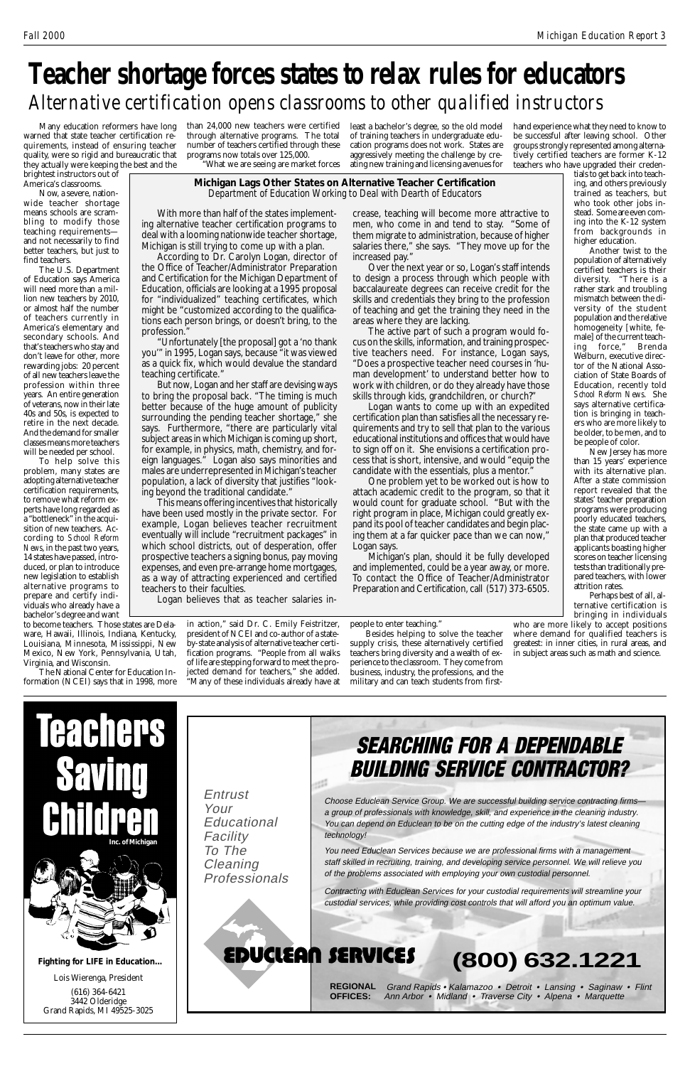# Teacher shortage forces states to relax rules for educators

*Alternative certification opens classrooms to other qualified instructors*

Many education reformers have long warned that state teacher certification requirements, instead of ensuring teacher quality, were so rigid and bureaucratic that they actually were keeping the best and the brightest instructors out of America's classrooms.

Now, a severe, nationwide teacher shortage means schools are scrambling to modify those teaching requirements—and not necessarily to find better teachers, but just to find teachers.

The U.S. Department of Education says America will need more than a million new teachers by 2010, or almost half the number of teachers currently in America's elementary and secondary schools. And that's teachers who stay and don't leave for other, more rewarding jobs: 20 percent of all new teachers leave the profession within three years. An entire generation of veterans, now in their late 40s and 50s, is expected to retire in the next decade. And the demand for smaller classes means more teachers will be needed per school.

To help solve this problem, many states are adopting alternative teacher certification requirements, to remove what reform experts have long regarded as a "bottleneck" in the acquisition of new teachers. According to *School Reform News*, in the past two years, 14 states have passed, introduced, or plan to introduce new legislation to establish alternative programs to prepare and certify individuals who already have a bachelor's degree and want to become teachers. Those states are Delaware, Hawaii, Illinois, Indiana, Kentucky, Louisiana, Minnesota, Mississippi, New Mexico, New York, Pennsylvania, Utah, Virginia, and Wisconsin.

The National Center for Education Information (NCEI) says that in 1998, more than 24,000 new teachers were certified through alternative programs. The total number of teachers certified through these programs now totals over 125,000.

"What we are seeing are market forces in action," said Dr. C. Emily Feistritzer, president of NCEI and co-author of a state-by-state analysis of alternative teacher certification programs. "People from all walks of life are stepping forward to meet the projected demand for teachers," she added. "Many of these individuals already have at least a bachelor's degree, so the old model of training teachers in undergraduate education programs does not work. States are aggressively meeting the challenge by creating new training and licensing avenues for people to enter teaching."

Besides helping to solve the teacher supply crisis, these alternatively certified teachers bring diversity and a wealth of experience to the classroom. They come from business, industry, the professions, and the military and can teach students from first-hand experience what they need to know to be successful after leaving school. Other groups strongly represented among alternatively certified teachers are former K-12 teachers who have upgraded their credentials to get back into teaching, and others previously trained as teachers, but who took other jobs instead. Some are even coming into the K-12 system from backgrounds in higher education.

Another twist to the population of alternatively certified teachers is their diversity. "There is a rather stark and troubling mismatch between the diversity of the student population and the relative homogeneity [white, female] of the current teaching force," Brenda Welburn, executive director of the National Association of State Boards of Education, recently told *School Reform News*. She says alternative certification is bringing in teachers who are more likely to be older, to be men, and to be people of color.

New Jersey has more than 15 years' experience with its alternative plan. After a state commission report revealed that the states' teacher preparation programs were producing poorly educated teachers, the state came up with a plan that produced teacher applicants boasting higher scores on teacher licensing tests than traditionally prepared teachers, with lower attrition rates.

Perhaps best of all, alternative certification is bringing in individuals who are more likely to accept positions where demand for qualified teachers is greatest: in inner cities, in rural areas, and in subject areas such as math and science.

## Michigan Lags Other States on Alternative Teacher Certification

*Department of Education Working to Deal with Dearth of Educators*

With more than half of the states implementing alternative teacher certification programs to deal with a looming nationwide teacher shortage, Michigan is still trying to come up with a plan.

According to Dr. Carolyn Logan, director of the Office of Teacher/Administrator Preparation and Certification for the Michigan Department of Education, officials are looking at a 1995 proposal for "individualized" teaching certificates, which might be "customized according to the qualifications each person brings, or doesn't bring, to the profession."

"Unfortunately [the proposal] got a 'no thank you'" in 1995, Logan says, because "it was viewed as a quick fix, which would devalue the standard teaching certificate."

But now, Logan and her staff are devising ways to bring the proposal back. "The timing is much better because of the huge amount of publicity surrounding the pending teacher shortage," she says. Furthermore, "there are particularly vital subject areas in which Michigan is coming up short, for example, in physics, math, chemistry, and foreign languages." Logan also says minorities and males are underrepresented in Michigan's teacher population, a lack of diversity that justifies "looking beyond the traditional candidate."

This means offering incentives that historically have been used mostly in the private sector. For example, Logan believes teacher recruitment eventually will include "recruitment packages" in which school districts, out of desperation, offer prospective teachers a signing bonus, pay moving expenses, and even pre-arrange home mortgages, as a way of attracting experienced and certified teachers to their faculties.

Logan believes that as teacher salaries increase, teaching will become more attractive to men, who come in and tend to stay. "Some of them migrate to administration, because of higher salaries there," she says. "They move up for the increased pay."

Over the next year or so, Logan's staff intends to design a process through which people with baccalaureate degrees can receive credit for the skills and credentials they bring to the profession of teaching and get the training they need in the areas where they are lacking.

The active part of such a program would focus on the skills, information, and training prospective teachers need. For instance, Logan says, "Does a prospective teacher need courses in 'human development' to understand better how to work with children, or do they already have those skills through kids, grandchildren, or church?"

Logan wants to come up with an expedited certification plan that satisfies all the necessary requirements and try to sell that plan to the various educational institutions and offices that would have to sign off on it. She envisions a certification process that is short, intensive, and would "equip the candidate with the essentials, plus a mentor."

One problem yet to be worked out is how to attach academic credit to the program, so that it would count for graduate school. "But with the right program in place, Michigan could greatly expand its pool of teacher candidates and begin placing them at a far quicker pace than we can now," Logan says.

Michigan's plan, should it be fully developed and implemented, could be a year away, or more. To contact the Office of Teacher/Administrator Preparation and Certification, call (517) 373-6505.

---

**Teachers Saving Children**
Inc. of Michigan

**Fighting for LIFE in Education...**

Lois Wierenga, President

(616) 364-6421
3442 Olderidge
Grand Rapids, MI 49525-3025

---

**SEARCHING FOR A DEPENDABLE BUILDING SERVICE CONTRACTOR?**

Entrust Your Educational Facility To The Cleaning Professionals

*Choose Educlean Service Group. We are successful building service contracting firms—a group of professionals with knowledge, skill, and experience in the cleaning industry. You can depend on Educlean to be on the cutting edge of the industry's latest cleaning technology!*

*You need Educlean Services because we are professional firms with a management staff skilled in recruiting, training, and developing service personnel. We will relieve you of the problems associated with employing your own custodial personnel.*

*Contracting with Educlean Services for your custodial requirements will streamline your custodial services, while providing cost controls that will afford you an optimum value.*

**EDUCLEAN SERVICES** **(800) 632.1221**

**REGIONAL OFFICES:** *Grand Rapids • Kalamazoo • Detroit • Lansing • Saginaw • Flint • Ann Arbor • Midland • Traverse City • Alpena • Marquette*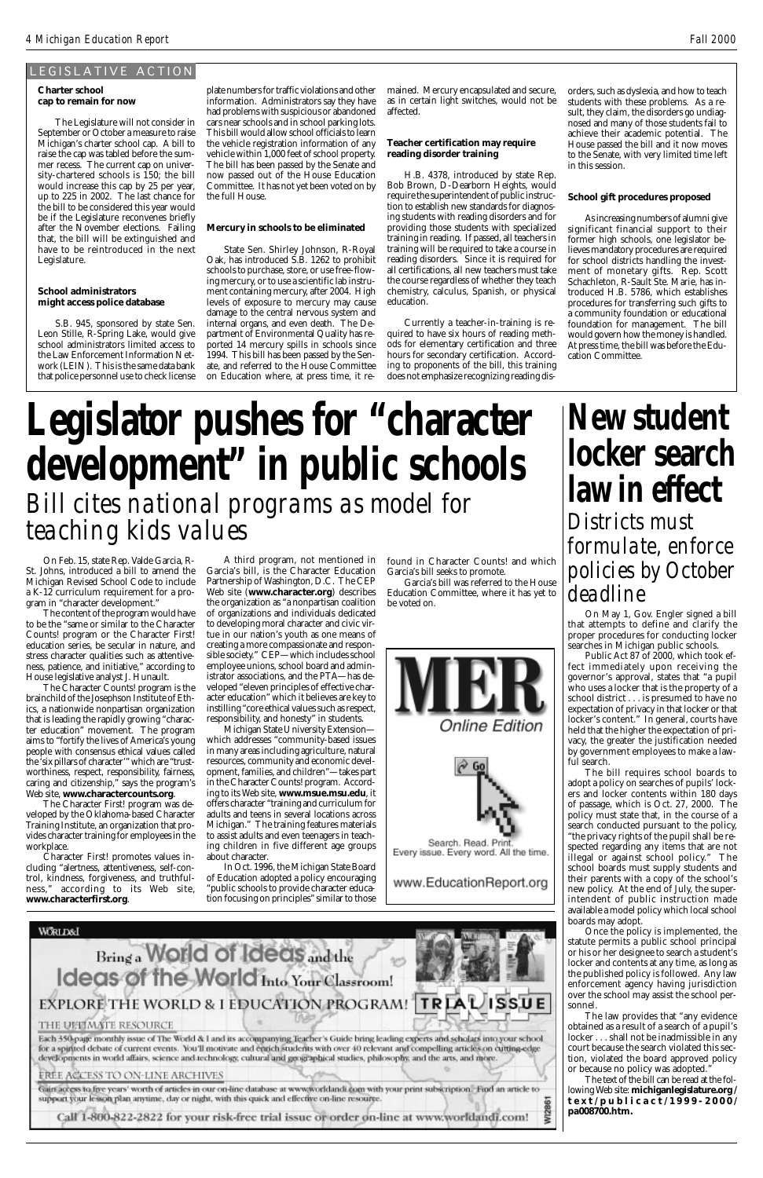LEGISLATIVE ACTION

**Charter school cap to remain for now**

The Legislature will not consider in September or October a measure to raise Michigan's charter school cap. A bill to raise the cap was tabled before the summer recess. The current cap on university-chartered schools is 150; the bill would increase this cap by 25 per year, up to 225 in 2002. The last chance for the bill to be considered this year would be if the Legislature reconvenes briefly after the November elections. Failing that, the bill will be extinguished and have to be reintroduced in the next Legislature.

**School administrators might access police database**

S.B. 945, sponsored by state Sen. Leon Stille, R-Spring Lake, would give school administrators limited access to the Law Enforcement Information Network (LEIN). This is the same data bank that police personnel use to check license plate numbers for traffic violations and other information. Administrators say they have had problems with suspicious or abandoned cars near schools and in school parking lots. This bill would allow school officials to learn the vehicle registration information of any vehicle within 1,000 feet of school property. The bill has been passed by the Senate and now passed out of the House Education Committee. It has not yet been voted on by the full House.

**Mercury in schools to be eliminated**

State Sen. Shirley Johnson, R-Royal Oak, has introduced S.B. 1262 to prohibit schools to purchase, store, or use free-flowing mercury, or to use a scientific lab instrument containing mercury, after 2004. High levels of exposure to mercury may cause damage to the central nervous system and internal organs, and even death. The Department of Environmental Quality has reported 14 mercury spills in schools since 1994. This bill has been passed by the Senate, and referred to the House Committee on Education where, at press time, it remained. Mercury encapsulated and secure, as in certain light switches, would not be affected.

**Teacher certification may require reading disorder training**

H.B. 4378, introduced by state Rep. Bob Brown, D-Dearborn Heights, would require the superintendent of public instruction to establish new standards for diagnosing students with reading disorders and for providing those students with specialized training in reading. If passed, all teachers in training will be required to take a course in reading disorders. Since it is required for all certifications, all new teachers must take the course regardless of whether they teach chemistry, calculus, Spanish, or physical education.

Currently a teacher-in-training is required to have six hours of reading methods for elementary certification and three hours for secondary certification. According to proponents of the bill, this training does not emphasize recognizing reading disorders, such as dyslexia, and how to teach students with these problems. As a result, they claim, the disorders go undiagnosed and many of those students fail to achieve their academic potential. The House passed the bill and it now moves to the Senate, with very limited time left in this session.

**School gift procedures proposed**

As increasing numbers of alumni give significant financial support to their former high schools, one legislator believes mandatory procedures are required for school districts handling the investment of monetary gifts. Rep. Scott Schachleton, R-Sault Ste. Marie, has introduced H.B. 5786, which establishes procedures for transferring such gifts to a community foundation or educational foundation for management. The bill would govern how the money is handled. At press time, the bill was before the Education Committee.

# Legislator pushes for "character development" in public schools

## *Bill cites national programs as model for teaching kids values*

On Feb. 15, state Rep. Valde Garcia, R-St. Johns, introduced a bill to amend the Michigan Revised School Code to include a K-12 curriculum requirement for a program in "character development."

The content of the program would have to be the "same or similar to the Character Counts! program or the Character First! education series, be secular in nature, and stress character qualities such as attentiveness, patience, and initiative," according to House legislative analyst J. Hunault.

The Character Counts! program is the brainchild of the Josephson Institute of Ethics, a nationwide nonpartisan organization that is leading the rapidly growing "character education" movement. The program aims to "fortify the lives of America's young people with consensus ethical values called the 'six pillars of character'" which are "trustworthiness, respect, responsibility, fairness, caring and citizenship," says the program's Web site, **www.charactercounts.org**.

The Character First! program was developed by the Oklahoma-based Character Training Institute, an organization that provides character training for employees in the workplace.

Character First! promotes values including "alertness, attentiveness, self-control, kindness, forgiveness, and truthfulness," according to its Web site, **www.characterfirst.org**.

A third program, not mentioned in Garcia's bill, is the Character Education Partnership of Washington, D.C. The CEP Web site (**www.character.org**) describes the organization as "a nonpartisan coalition of organizations and individuals dedicated to developing moral character and civic virtue in our nation's youth as one means of creating a more compassionate and responsible society." CEP—which includes school employee unions, school board and administrator associations, and the PTA—has developed "eleven principles of effective character education" which it believes are key to instilling "core ethical values such as respect, responsibility, and honesty" in students.

Michigan State University Extension—which addresses "community-based issues in many areas including agriculture, natural resources, community and economic development, families, and children"—takes part in the Character Counts! program. According to its Web site, **www.msue.msu.edu**, it offers character "training and curriculum for adults and teens in several locations across Michigan." The training features materials to assist adults and even teenagers in teaching children in five different age groups about character.

In Oct. 1996, the Michigan State Board of Education adopted a policy encouraging "public schools to provide character education focusing on principles" similar to those found in Character Counts! and which Garcia's bill seeks to promote.

Garcia's bill was referred to the House Education Committee, where it has yet to be voted on.

MER Online Edition

Search. Read. Print. Every issue. Every word. All the time.

www.EducationReport.org

# New student locker search law in effect

## *Districts must formulate, enforce policies by October deadline*

On May 1, Gov. Engler signed a bill that attempts to define and clarify the proper procedures for conducting locker searches in Michigan public schools.

Public Act 87 of 2000, which took effect immediately upon receiving the governor's approval, states that "a pupil who uses a locker that is the property of a school district . . . is presumed to have no expectation of privacy in that locker or that locker's content." In general, courts have held that the higher the expectation of privacy, the greater the justification needed by government employees to make a lawful search.

The bill requires school boards to adopt a policy on searches of pupils' lockers and locker contents within 180 days of passage, which is Oct. 27, 2000. The policy must state that, in the course of a search conducted pursuant to the policy, "the privacy rights of the pupil shall be respected regarding any items that are not illegal or against school policy." The school boards must supply students and their parents with a copy of the school's new policy. At the end of July, the superintendent of public instruction made available a model policy which local school boards may adopt.

Once the policy is implemented, the statute permits a public school principal or his or her designee to search a student's locker and contents at any time, as long as the published policy is followed. Any law enforcement agency having jurisdiction over the school may assist the school personnel.

The law provides that "any evidence obtained as a result of a search of a pupil's locker . . . shall not be inadmissible in any court because the search violated this section, violated the board approved policy or because no policy was adopted."

The text of the bill can be read at the following Web site: **michiganlegislature.org/text/publicact/1999-2000/pa008700.htm.**

WORLD&I

Bring a World of Ideas and the Ideas of the World Into Your Classroom!

EXPLORE THE WORLD & I EDUCATION PROGRAM! TRIAL ISSUE FREE

THE ULTIMATE RESOURCE

Each 350-page monthly issue of The World & I and its accompanying Teacher's Guide bring leading experts and scholars into your school for a spirited debate of current events. You'll motivate and enrich students with over 40 relevant and compelling articles on cutting-edge developments in world affairs, science and technology, cultural and geographical studies, philosophy, and the arts, and more.

FREE ACCESS TO ON-LINE ARCHIVES

Gain access to five years' worth of articles in our on-line database at www.worldandi.com with your print subscription. Find an article to support your lesson plan anytime, day or night, with this quick and effective on-line resource.

Call 1-800-822-2822 for your risk-free trial issue or order on-line at www.worldandi.com!

WI2861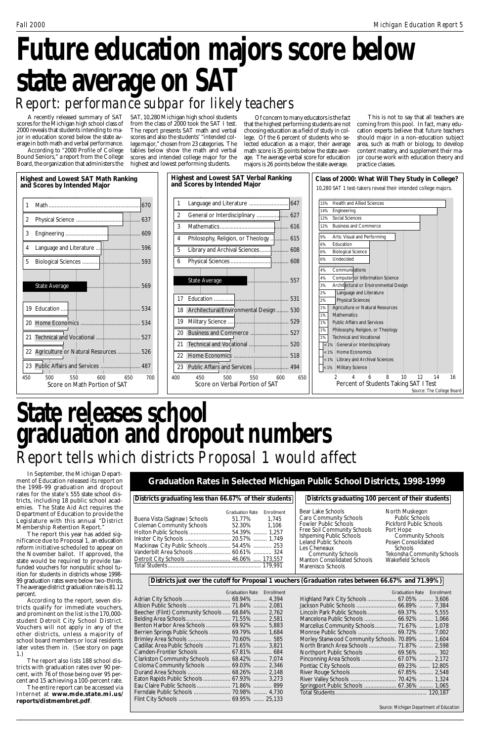# Future education majors score below state average on SAT

## Report: performance subpar for likely teachers

A recently released summary of SAT scores for the Michigan high school class of 2000 reveals that students intending to major in education scored below the state average in both math and verbal performance.

According to "2000 Profile of College Bound Seniors," a report from the College Board, the organization that administers the SAT, 10,280 Michigan high school students from the class of 2000 took the SAT I test. The report presents SAT math and verbal scores and also the students' "intended college major," chosen from 23 categories. The tables below show the math and verbal scores and intended college major for the highest and lowest performing students.

Of concern to many educators is the fact that the highest performing students are not choosing education as a field of study in college. Of the 6 percent of students who selected education as a major, their average math score is 35 points below the state average. The average verbal score for education majors is 26 points below the state average.

This is not to say that all teachers are coming from this pool. In fact, many education experts believe that future teachers should major in a non-education subject area, such as math or biology, to develop content mastery, and supplement their major course work with education theory and practice classes.

**Highest and Lowest SAT Math Ranking and Scores by Intended Major**

| Rank | Intended Major | Score |
|---|---|---|
| 1 | Math | 670 |
| 2 | Physical Science | 637 |
| 3 | Engineering | 609 |
| 4 | Language and Literature | 596 |
| 5 | Biological Sciences | 593 |
| | State Average | 569 |
| 19 | Education | 534 |
| 20 | Home Economics | 534 |
| 21 | Technical and Vocational | 527 |
| 22 | Agriculture or Natural Resources | 526 |
| 23 | Public Affairs and Services | 487 |

Score on Math Portion of SAT

**Highest and Lowest SAT Verbal Ranking and Scores by Intended Major**

| Rank | Intended Major | Score |
|---|---|---|
| 1 | Language and Literature | 647 |
| 2 | General or Interdisciplinary | 627 |
| 3 | Mathematics | 616 |
| 4 | Philosophy, Religion, or Theology | 615 |
| 5 | Library and Archival Sciences | 608 |
| 6 | Physical Sciences | 608 |
| | State Average | 557 |
| 17 | Education | 531 |
| 18 | Architectural/Environmental Design | 530 |
| 19 | Military Science | 529 |
| 20 | Business and Commerce | 527 |
| 21 | Technical and Vocational | 520 |
| 22 | Home Economics | 518 |
| 23 | Public Affairs and Services | 494 |

Score on Verbal Portion of SAT

**Class of 2000: What Will They Study in College?**

10,280 SAT 1 test-takers reveal their intended college majors.

| Percent | Intended Major |
|---|---|
| 15% | Health and Allied Sciences |
| 14% | Engineering |
| 12% | Social Sciences |
| 12% | Business and Commerce |
| 9% | Arts: Visual and Performing |
| 6% | Education |
| 6% | Biological Science |
| 6% | Undecided |
| 4% | Communications |
| 4% | Computer or Information Science |
| 3% | Architectural or Environmental Design |
| 2% | Language and Literature |
| 2% | Physical Sciences |
| 1% | Agriculture or Natural Resources |
| 1% | Mathematics |
| 1% | Public Affairs and Services |
| 1% | Philosophy, Religion, or Theology |
| 1% | Technical and Vocational |
| <1% | General or Interdisciplinary |
| <1% | Home Economics |
| <1% | Library and Archival Sciences |
| <1% | Military Science |

Percent of Students Taking SAT I Test

Source: The College Board

# State releases school graduation and dropout numbers

## Report tells which districts Proposal 1 would affect

In September, the Michigan Department of Education released its report on the 1998-99 graduation and dropout rates for the state's 555 state school districts, including 18 public school academies. The State Aid Act requires the Department of Education to provide the Legislature with this annual "District Membership Retention Report."

The report this year has added significance due to Proposal 1, an education reform initiative scheduled to appear on the November ballot. If approved, the state would be required to provide tax-funded vouchers for nonpublic school tuition for students in districts whose 1998-99 graduation rates were below two-thirds. The average district graduation rate is 81.12 percent.

According to the report, seven districts qualify for immediate vouchers, and prominent on the list is the 170,000-student Detroit City School District. Vouchers will not apply in any of the other districts, unless a majority of school board members or local residents later votes them in. (See story on page 1.)

The report also lists 188 school districts with graduation rates over 90 percent, with 76 of those being over 95 percent and 15 achieving a 100-percent rate.

The entire report can be accessed via Internet at **www.mde.state.mi.us/reports/distmembret.pdf**.

## Graduation Rates in Selected Michigan Public School Districts, 1998-1999

**Districts graduating less than 66.67% of their students**

| District | Graduation Rate | Enrollment |
|---|---|---|
| Buena Vista (Saginaw) Schools | 51.77% | 1,745 |
| Coleman Community Schools | 52.30% | 1,106 |
| Holton Public Schools | 54.39% | 1,257 |
| Inkster City Schools | 20.57% | 1,749 |
| Mackinaw City Public Schools | 54.45% | 253 |
| Vanderbilt Area Schools | 60.61% | 324 |
| Detroit City Schools | 46.06% | 173,557 |
| Total Students | | 179,991 |

**Districts graduating 100 percent of their students**

- Bear Lake Schools
- Caro Community Schools
- Fowler Public Schools
- Free Soil Community Schools
- Ishpeming Public Schools
- Leland Public Schools
- Les Cheneaux Community Schools
- Manton Consolidated Schools
- Marenisco Schools
- North Muskegon Public Schools
- Pickford Public Schools
- Port Hope Community Schools
- Posen Consolidated Schools
- Tekonsha Community Schools
- Wakefield Schools

**Districts just over the cutoff for Proposal 1 vouchers (Graduation rates between 66.67% and 71.99%)**

| District | Graduation Rate | Enrollment |
|---|---|---|
| Adrian City Schools | 68.94% | 4,394 |
| Albion Public Schools | 71.84% | 2,081 |
| Beecher (Flint) Community Schools | 68.84% | 2,762 |
| Belding Area Schools | 71.55% | 2,581 |
| Benton Harbor Area Schools | 69.92% | 5,883 |
| Berrien Springs Public Schools | 69.79% | 1,684 |
| Brimley Area Schools | 70.60% | 585 |
| Cadillac Area Public Schools | 71.65% | 3,821 |
| Camden-Frontier Schools | 67.81% | 684 |
| Clarkston Community Schools | 68.42% | 7,074 |
| Coloma Community Schools | 69.03% | 2,346 |
| Durand Area Schools | 68.26% | 2,148 |
| Eaton Rapids Public Schools | 67.93% | 3,273 |
| Eau Claire Public Schools | 71.86% | 899 |
| Ferndale Public Schools | 70.98% | 4,730 |
| Flint City Schools | 69.95% | 25,133 |
| Highland Park City Schools | 67.05% | 3,606 |
| Jackson Public Schools | 66.89% | 7,384 |
| Lincoln Park Public Schools | 69.37% | 5,555 |
| Mancelona Public Schools | 66.92% | 1,066 |
| Marcellus Community Schools | 71.67% | 1,078 |
| Monroe Public Schools | 69.72% | 7,002 |
| Morley Stanwood Community Schools | 70.89% | 1,604 |
| North Branch Area Schools | 71.87% | 2,598 |
| Northport Public Schools | 69.56% | 302 |
| Pinconning Area Schools | 67.07% | 2,172 |
| Pontiac City Schools | 69.23% | 12,805 |
| River Rouge Schools | 67.85% | 2,548 |
| River Valley Schools | 70.42% | 1,324 |
| Springport Public Schools | 67.36% | 1,065 |
| Total Students | | 120,187 |

Source: Michigan Department of Education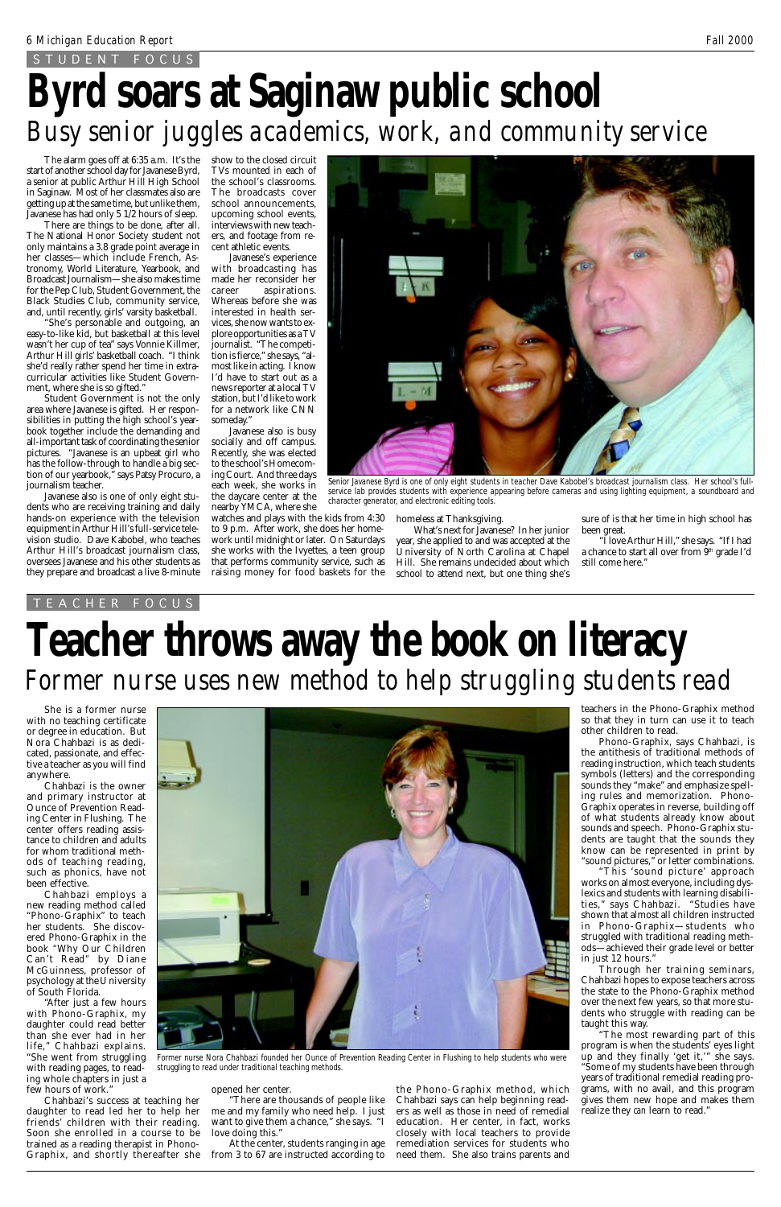STUDENT FOCUS

# Byrd soars at Saginaw public school

## Busy senior juggles academics, work, and community service

The alarm goes off at 6:35 a.m. It's the start of another school day for Javanese Byrd, a senior at public Arthur Hill High School in Saginaw. Most of her classmates also are getting up at the same time, but unlike them, Javanese has had only 5 1/2 hours of sleep.

There are things to be done, after all. The National Honor Society student not only maintains a 3.8 grade point average in her classes—which include French, Astronomy, World Literature, Yearbook, and Broadcast Journalism—she also makes time for the Pep Club, Student Government, the Black Studies Club, community service, and, until recently, girls' varsity basketball.

"She's personable and outgoing, an easy-to-like kid, but basketball at this level wasn't her cup of tea" says Vonnie Killmer, Arthur Hill girls' basketball coach. "I think she'd really rather spend her time in extracurricular activities like Student Government, where she is so gifted."

Student Government is not the only area where Javanese is gifted. Her responsibilities in putting the high school's yearbook together include the demanding and all-important task of coordinating the senior pictures. "Javanese is an upbeat girl who has the follow-through to handle a big section of our yearbook," says Patsy Procuro, a journalism teacher.

Javanese also is one of only eight students who are receiving training and daily hands-on experience with the television equipment in Arthur Hill's full-service television studio. Dave Kabobel, who teaches Arthur Hill's broadcast journalism class, oversees Javanese and his other students as they prepare and broadcast a live 8-minute show to the closed circuit TVs mounted in each of the school's classrooms. The broadcasts cover school announcements, upcoming school events, interviews with new teachers, and footage from recent athletic events.

Javanese's experience with broadcasting has made her reconsider her career aspirations. Whereas before she was interested in health services, she now wants to explore opportunities as a TV journalist. "The competition is fierce," she says, "almost like in acting. I know I'd have to start out as a news reporter at a local TV station, but I'd like to work for a network like CNN someday."

Javanese also is busy socially and off campus. Recently, she was elected to the school's Homecoming Court. And three days each week, she works in the daycare center at the nearby YMCA, where she watches and plays with the kids from 4:30 to 9 p.m. After work, she does her homework until midnight or later. On Saturdays she works with the Ivyettes, a teen group that performs community service, such as raising money for food baskets for the homeless at Thanksgiving.

What's next for Javanese? In her junior year, she applied to and was accepted at the University of North Carolina at Chapel Hill. She remains undecided about which school to attend next, but one thing she's sure of is that her time in high school has been great.

"I love Arthur Hill," she says. "If I had a chance to start all over from 9th grade I'd still come here."

Senior Javanese Byrd is one of only eight students in teacher Dave Kabobel's broadcast journalism class. Her school's full-service lab provides students with experience appearing before cameras and using lighting equipment, a soundboard and character generator, and electronic editing tools.

TEACHER FOCUS

# Teacher throws away the book on literacy

## Former nurse uses new method to help struggling students read

She is a former nurse with no teaching certificate or degree in education. But Nora Chahbazi is as dedicated, passionate, and effective a teacher as you will find anywhere.

Chahbazi is the owner and primary instructor at Ounce of Prevention Reading Center in Flushing. The center offers reading assistance to children and adults for whom traditional methods of teaching reading, such as phonics, have not been effective.

Chahbazi employs a new reading method called "Phono-Graphix" to teach her students. She discovered Phono-Graphix in the book "Why Our Children Can't Read" by Diane McGuinness, professor of psychology at the University of South Florida.

"After just a few hours with Phono-Graphix, my daughter could read better than she ever had in her life," Chahbazi explains. "She went from struggling with reading pages, to reading whole chapters in just a few hours of work."

Chahbazi's success at teaching her daughter to read led her to help her friends' children with their reading. Soon she enrolled in a course to be trained as a reading therapist in Phono-Graphix, and shortly thereafter she opened her center.

"There are thousands of people like me and my family who need help. I just want to give them a chance," she says. "I love doing this."

At the center, students ranging in age from 3 to 67 are instructed according to the Phono-Graphix method, which Chahbazi says can help beginning readers as well as those in need of remedial education. Her center, in fact, works closely with local teachers to provide remediation services for students who need them. She also trains parents and teachers in the Phono-Graphix method so that they in turn can use it to teach other children to read.

Phono-Graphix, says Chahbazi, is the antithesis of traditional methods of reading instruction, which teach students symbols (letters) and the corresponding sounds they "make" and emphasize spelling rules and memorization. Phono-Graphix operates in reverse, building off of what students already know about sounds and speech. Phono-Graphix students are taught that the sounds they know can be represented in print by "sound pictures," or letter combinations.

"This 'sound picture' approach works on almost everyone, including dyslexics and students with learning disabilities," says Chahbazi. "Studies have shown that almost all children instructed in Phono-Graphix—students who struggled with traditional reading methods—achieved their grade level or better in just 12 hours."

Through her training seminars, Chahbazi hopes to expose teachers across the state to the Phono-Graphix method over the next few years, so that more students who struggle with reading can be taught this way.

"The most rewarding part of this program is when the students' eyes light up and they finally 'get it,'" she says. "Some of my students have been through years of traditional remedial reading programs, with no avail, and this program gives them new hope and makes them realize they can learn to read."

Former nurse Nora Chahbazi founded her Ounce of Prevention Reading Center in Flushing to help students who were struggling to read under traditional teaching methods.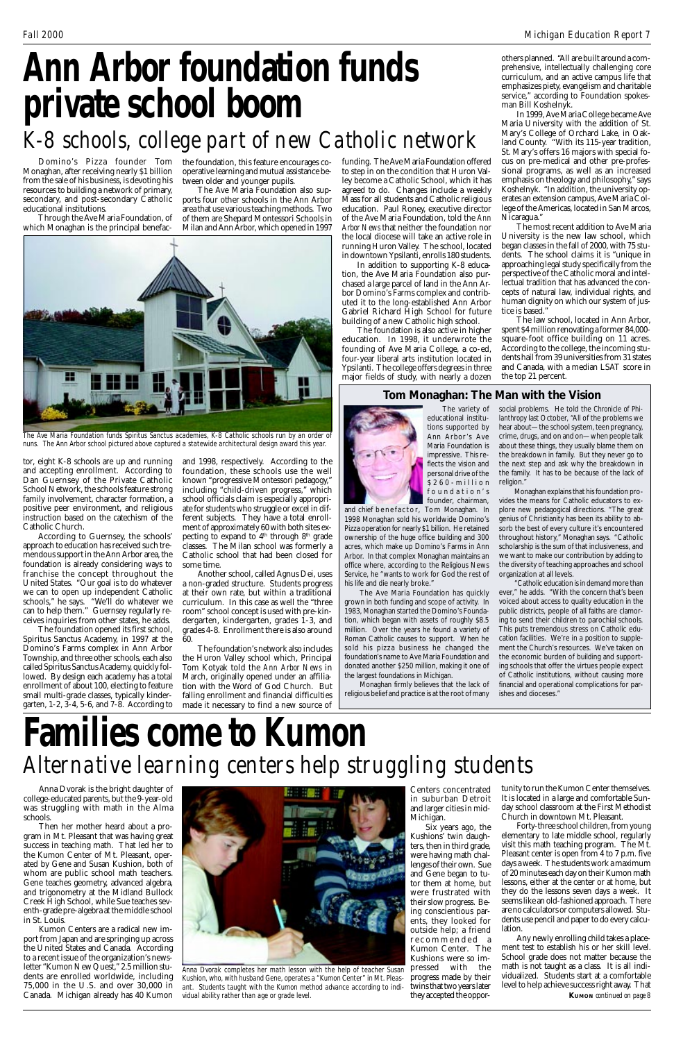# Ann Arbor foundation funds private school boom

## K-8 schools, college part of new Catholic network

Domino's Pizza founder Tom Monaghan, after receiving nearly $1 billion from the sale of his business, is devoting his resources to building a network of primary, secondary, and post-secondary Catholic educational institutions.

Through the Ave Maria Foundation, of which Monaghan is the principal benefactor, eight K-8 schools are up and running and accepting enrollment. According to Dan Guernsey of the Private Catholic School Network, the schools feature strong family involvement, character formation, a positive peer environment, and religious instruction based on the catechism of the Catholic Church.

According to Guernsey, the schools' approach to education has received such tremendous support in the Ann Arbor area, the foundation is already considering ways to franchise the concept throughout the United States. "Our goal is to do whatever we can to open up independent Catholic schools," he says. "We'll do whatever we can to help them." Guernsey regularly receives inquiries from other states, he adds.

The foundation opened its first school, Spiritus Sanctus Academy, in 1997 at the Domino's Farms complex in Ann Arbor Township, and three other schools, each also called Spiritus Sanctus Academy, quickly followed. By design each academy has a total enrollment of about 100, electing to feature small multi-grade classes, typically kindergarten, 1-2, 3-4, 5-6, and 7-8. According to the foundation, this feature encourages cooperative learning and mutual assistance between older and younger pupils.

The Ave Maria Foundation also supports four other schools in the Ann Arbor area that use various teaching methods. Two of them are Shepard Montessori Schools in Milan and Ann Arbor, which opened in 1997 and 1998, respectively. According to the foundation, these schools use the well known "progressive Montessori pedagogy," including "child-driven progress," which school officials claim is especially appropriate for students who struggle or excel in different subjects. They have a total enrollment of approximately 60 with both sites expecting to expand to 4th through 8th grade classes. The Milan school was formerly a Catholic school that had been closed for some time.

Another school, called Agnus Dei, uses a non-graded structure. Students progress at their own rate, but within a traditional curriculum. In this case as well the "three room" school concept is used with pre-kindergarten, kindergarten, grades 1-3, and grades 4-8. Enrollment there is also around 60.

The foundation's network also includes the Huron Valley school which, Principal Tom Kotyak told the *Ann Arbor News* in March, originally opened under an affiliation with the Word of God Church. But falling enrollment and financial difficulties made it necessary to find a new source of funding. The Ave Maria Foundation offered to step in on the condition that Huron Valley become a Catholic School, which it has agreed to do. Changes include a weekly Mass for all students and Catholic religious education. Paul Roney, executive director of the Ave Maria Foundation, told the *Ann Arbor News* that neither the foundation nor the local diocese will take an active role in running Huron Valley. The school, located in downtown Ypsilanti, enrolls 180 students.

In addition to supporting K-8 education, the Ave Maria Foundation also purchased a large parcel of land in the Ann Arbor Domino's Farms complex and contributed it to the long-established Ann Arbor Gabriel Richard High School for future building of a new Catholic high school.

The foundation is also active in higher education. In 1998, it underwrote the founding of Ave Maria College, a co-ed, four-year liberal arts institution located in Ypsilanti. The college offers degrees in three major fields of study, with nearly a dozen others planned. "All are built around a comprehensive, intellectually challenging core curriculum, and an active campus life that emphasizes piety, evangelism and charitable service," according to Foundation spokesman Bill Koshelnyk.

In 1999, Ave Maria College became Ave Maria University with the addition of St. Mary's College of Orchard Lake, in Oakland County. "With its 115-year tradition, St. Mary's offers 16 majors with special focus on pre-medical and other pre-professional programs, as well as an increased emphasis on theology and philosophy," says Koshelnyk. "In addition, the university operates an extension campus, Ave Maria College of the Americas, located in San Marcos, Nicaragua."

The most recent addition to Ave Maria University is the new law school, which began classes in the fall of 2000, with 75 students. The school claims it is "unique in approaching legal study specifically from the perspective of the Catholic moral and intellectual tradition that has advanced the concepts of natural law, individual rights, and human dignity on which our system of justice is based."

The law school, located in Ann Arbor, spent $4 million renovating a former 84,000-square-foot office building on 11 acres. According to the college, the incoming students hail from 39 universities from 31 states and Canada, with a median LSAT score in the top 21 percent.

The Ave Maria Foundation funds Spiritus Sanctus academies, K-8 Catholic schools run by an order of nuns. The Ann Arbor school pictured above captured a statewide architectural design award this year.

### Tom Monaghan: The Man with the Vision

The variety of educational institutions supported by Ann Arbor's Ave Maria Foundation is impressive. This reflects the vision and personal drive of the $260-million foundation's founder, chairman, and chief benefactor, Tom Monaghan. In 1998 Monaghan sold his worldwide Domino's Pizza operation for nearly $1 billion. He retained ownership of the huge office building and 300 acres, which make up Domino's Farms in Ann Arbor. In that complex Monaghan maintains an office where, according to the Religious News Service, he "wants to work for God the rest of his life and die nearly broke."

The Ave Maria Foundation has quickly grown in both funding and scope of activity. In 1983, Monaghan started the Domino's Foundation, which began with assets of roughly $8.5 million. Over the years he found a variety of Roman Catholic causes to support. When he sold his pizza business he changed the foundation's name to Ave Maria Foundation and donated another $250 million, making it one of the largest foundations in Michigan.

Monaghan firmly believes that the lack of religious belief and practice is at the root of many social problems. He told the *Chronicle of Philanthropy* last October, "All of the problems we hear about—the school system, teen pregnancy, crime, drugs, and on and on—when people talk about these things, they usually blame them on the breakdown in family. But they never go to the next step and ask why the breakdown in the family. It has to be because of the lack of religion."

Monaghan explains that his foundation provides the means for Catholic educators to explore new pedagogical directions. "The great genius of Christianity has been its ability to absorb the best of every culture it's encountered throughout history," Monaghan says. "Catholic scholarship is the sum of that inclusiveness, and we want to make our contribution by adding to the diversity of teaching approaches and school organization at all levels.

"Catholic education is in demand more than ever," he adds. "With the concern that's been voiced about access to quality education in the public districts, people of all faiths are clamoring to send their children to parochial schools. This puts tremendous stress on Catholic education facilities. We're in a position to supplement the Church's resources. We've taken on the economic burden of building and supporting schools that offer the virtues people expect of Catholic institutions, without causing more financial and operational complications for parishes and dioceses."

# Families come to Kumon

## Alternative learning centers help struggling students

Anna Dvorak is the bright daughter of college-educated parents, but the 9-year-old was struggling with math in the Alma schools.

Then her mother heard about a program in Mt. Pleasant that was having great success in teaching math. That led her to the Kumon Center of Mt. Pleasant, operated by Gene and Susan Kushion, both of whom are public school math teachers. Gene teaches geometry, advanced algebra, and trigonometry at the Midland Bullock Creek High School, while Sue teaches seventh-grade pre-algebra at the middle school in St. Louis.

Kumon Centers are a radical new import from Japan and are springing up across the United States and Canada. According to a recent issue of the organization's newsletter "Kumon New Quest," 2.5 million students are enrolled worldwide, including 75,000 in the U.S. and over 30,000 in Canada. Michigan already has 40 Kumon Centers concentrated in suburban Detroit and larger cities in mid-Michigan.

Anna Dvorak completes her math lesson with the help of teacher Susan Kushion, who, with husband Gene, operates a "Kumon Center" in Mt. Pleasant. Students taught with the Kumon method advance according to individual ability rather than age or grade level.

Six years ago, the Kushions' twin daughters, then in third grade, were having math challenges of their own. Sue and Gene began to tutor them at home, but were frustrated with their slow progress. Being conscientious parents, they looked for outside help; a friend recommended a Kumon Center. The Kushions were so impressed with the progress made by their twins that two years later they accepted the opportunity to run the Kumon Center themselves. It is located in a large and comfortable Sunday school classroom at the First Methodist Church in downtown Mt. Pleasant.

Forty-three school children, from young elementary to late middle school, regularly visit this math teaching program. The Mt. Pleasant center is open from 4 to 7 p.m. five days a week. The students work a maximum of 20 minutes each day on their Kumon math lessons, either at the center or at home, but they do the lessons seven days a week. It seems like an old-fashioned approach. There are no calculators or computers allowed. Students use pencil and paper to do every calculation.

Any newly enrolling child takes a placement test to establish his or her skill level. School grade does not matter because the math is not taught as a class. It is all individualized. Students start at a comfortable level to help achieve success right away. That

**Kumon** *continued on page 8*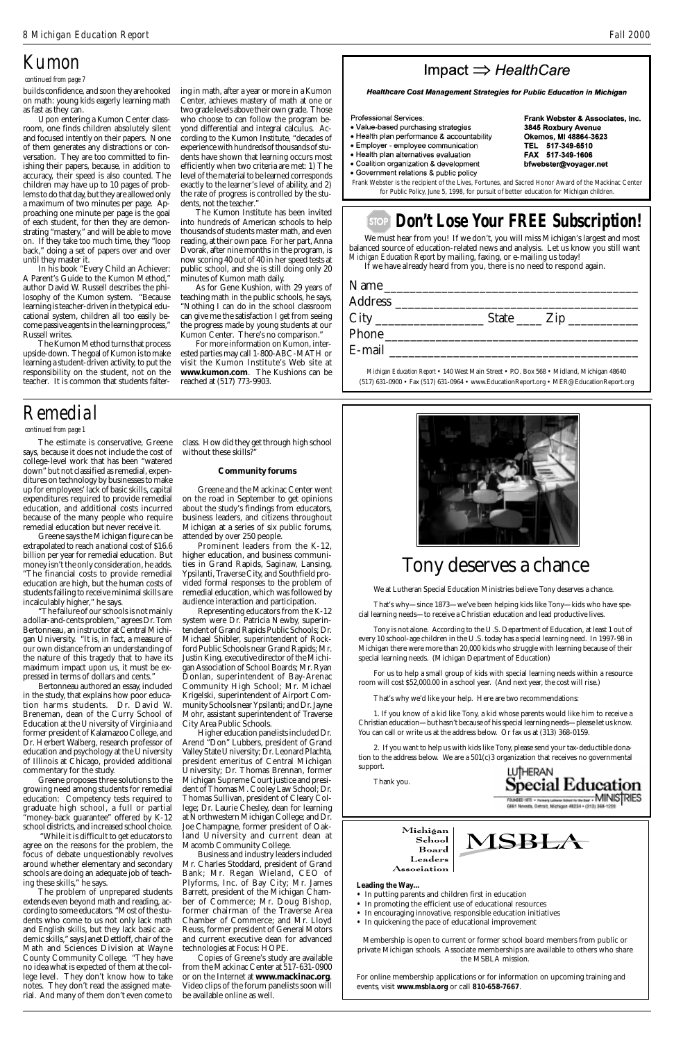# Kumon

*continued from page 7*

builds confidence, and soon they are hooked on math: young kids eagerly learning math as fast as they can.

Upon entering a Kumon Center classroom, one finds children absolutely silent and focused intently on their papers. None of them generates any distractions or conversation. They are too committed to finishing their papers, because, in addition to accuracy, their speed is also counted. The children may have up to 10 pages of problems to do that day, but they are allowed only a maximum of two minutes per page. Approaching one minute per page is the goal of each student, for then they are demonstrating "mastery," and will be able to move on. If they take too much time, they "loop back," doing a set of papers over and over until they master it.

In his book "Every Child an Achiever: A Parent's Guide to the Kumon Method," author David W. Russell describes the philosophy of the Kumon system. "Because learning is teacher-driven in the typical educational system, children all too easily become passive agents in the learning process," Russell writes.

The Kumon Method turns that process upside-down. The goal of Kumon is to make learning a student-driven activity, to put the responsibility on the student, not on the teacher. It is common that students faltering in math, after a year or more in a Kumon Center, achieve mastery of math at one or two grade levels above their own grade. Those who choose to can follow the program beyond differential and integral calculus. According to the Kumon Institute, "decades of experience with hundreds of thousands of students have shown that learning occurs most efficiently when two criteria are met: 1) The level of the material to be learned corresponds exactly to the learner's level of ability, and 2) the rate of progress is controlled by the students, not the teacher."

The Kumon Institute has been invited into hundreds of American schools to help thousands of students master math, and even reading, at their own pace. For her part, Anna Dvorak, after nine months in the program, is now scoring 40 out of 40 in her speed tests at public school, and she is still doing only 20 minutes of Kumon math daily.

As for Gene Kushion, with 29 years of teaching math in the public schools, he says, "Nothing I can do in the school classroom can give me the satisfaction I get from seeing the progress made by young students at our Kumon Center. There's no comparison."

For more information on Kumon, interested parties may call 1-800-ABC-MATH or visit the Kumon Institute's Web site at **www.kumon.com**. The Kushions can be reached at (517) 773-9903.

---

## Impact ⇒ *HealthCare*

***Healthcare Cost Management Strategies for Public Education in Michigan***

Professional Services:

- Value-based purchasing strategies
- Health plan performance & accountability
- Employer - employee communication
- Health plan alternatives evaluation
- Coalition organization & development
- Government relations & public policy

**Frank Webster & Associates, Inc.**
**3845 Roxbury Avenue**
**Okemos, MI 48864-3623**
**TEL 517-349-6510**
**FAX 517-349-1606**
**bfwebster@voyager.net**

Frank Webster is the recipient of the Lives, Fortunes, and Sacred Honor Award of the Mackinac Center for Public Policy, June 5, 1998, for pursuit of better education for Michigan children.

---

## Don't Lose Your FREE Subscription!

We must hear from you! If we don't, you will miss Michigan's largest and most balanced source of education-related news and analysis. Let us know you still want *Michigan Education Report* by mailing, faxing, or e-mailing us today!

If we have already heard from you, there is no need to respond again.

Name ______________________________

Address ______________________________

City ________________ State ____ Zip __________

Phone ______________________________

E-mail ______________________________

*Michigan Education Report* • 140 West Main Street • P.O. Box 568 • Midland, Michigan 48640
(517) 631-0900 • Fax (517) 631-0964 • www.EducationReport.org • MER@EducationReport.org

---

# Remedial

*continued from page 1*

The estimate is conservative, Greene says, because it does not include the cost of college-level work that has been "watered down" but not classified as remedial, expenditures on technology by businesses to make up for employees' lack of basic skills, capital expenditures required to provide remedial education, and additional costs incurred because of the many people who require remedial education but never receive it.

Greene says the Michigan figure can be extrapolated to reach a national cost of $16.6 billion per year for remedial education. But money isn't the only consideration, he adds. "The financial costs to provide remedial education are high, but the human costs of students failing to receive minimal skills are incalculably higher," he says.

"The failure of our schools is not mainly a dollar-and-cents problem," agrees Dr. Tom Bertonneau, an instructor at Central Michigan University. "It is, in fact, a measure of our own distance from an understanding of the nature of this tragedy that to have its maximum impact upon us, it must be expressed in terms of dollars and cents."

Bertonneau authored an essay, included in the study, that explains how poor education harms students. Dr. David W. Breneman, dean of the Curry School of Education at the University of Virginia and former president of Kalamazoo College, and Dr. Herbert Walberg, research professor of education and psychology at the University of Illinois at Chicago, provided additional commentary for the study.

Greene proposes three solutions to the growing need among students for remedial education: Competency tests required to graduate high school, a full or partial "money-back guarantee" offered by K-12 school districts, and increased school choice.

"While it is difficult to get educators to agree on the reasons for the problem, the focus of debate unquestionably revolves around whether elementary and secondary schools are doing an adequate job of teaching these skills," he says.

The problem of unprepared students extends even beyond math and reading, according to some educators. "Most of the students who come to us not only lack math and English skills, but they lack basic academic skills," says Janet Dettloff, chair of the Math and Sciences Division at Wayne County Community College. "They have no idea what is expected of them at the college level. They don't know how to take notes. They don't read the assigned material. And many of them don't even come to class. How did they get through high school without these skills?"

#### Community forums

Greene and the Mackinac Center went on the road in September to get opinions about the study's findings from educators, business leaders, and citizens throughout Michigan at a series of six public forums, attended by over 250 people.

Prominent leaders from the K-12, higher education, and business communities in Grand Rapids, Saginaw, Lansing, Ypsilanti, Traverse City, and Southfield provided formal responses to the problem of remedial education, which was followed by audience interaction and participation.

Representing educators from the K-12 system were Dr. Patricia Newby, superintendent of Grand Rapids Public Schools; Dr. Michael Shibler, superintendent of Rockford Public Schools near Grand Rapids; Mr. Justin King, executive director of the Michigan Association of School Boards; Mr. Ryan Donlan, superintendent of Bay-Arenac Community High School; Mr. Michael Krigelski, superintendent of Airport Community Schools near Ypsilanti; and Dr. Jayne Mohr, assistant superintendent of Traverse City Area Public Schools.

Higher education panelists included Dr. Arend "Don" Lubbers, president of Grand Valley State University; Dr. Leonard Plachta, president emeritus of Central Michigan University; Dr. Thomas Brennan, former Michigan Supreme Court justice and president of Thomas M. Cooley Law School; Dr. Thomas Sullivan, president of Cleary College; Dr. Laurie Chesley, dean for learning at Northwestern Michigan College; and Dr. Joe Champagne, former president of Oakland University and current dean at Macomb Community College.

Business and industry leaders included Mr. Charles Stoddard, president of Grand Bank; Mr. Regan Wieland, CEO of Plyforms, Inc. of Bay City; Mr. James Barrett, president of the Michigan Chamber of Commerce; Mr. Doug Bishop, former chairman of the Traverse Area Chamber of Commerce; and Mr. Lloyd Reuss, former president of General Motors and current executive dean for advanced technologies at Focus: HOPE.

Copies of Greene's study are available from the Mackinac Center at 517-631-0900 or on the Internet at **www.mackinac.org**. Video clips of the forum panelists soon will be available online as well.

---

# Tony deserves a chance

We at Lutheran Special Education Ministries believe Tony deserves a chance.

That's why—since 1873—we've been helping kids like Tony—kids who have special learning needs—to receive a Christian education and lead productive lives.

Tony is not alone. According to the U.S. Department of Education, at least 1 out of every 10 school-age children in the U.S. today has a special learning need. In 1997-98 in Michigan there were more than 20,000 kids who struggle with learning because of their special learning needs. (Michigan Department of Education)

For us to help a small group of kids with special learning needs within a resource room will cost $52,000.00 in a school year. (And next year, the cost will rise.)

That's why we'd like your help. Here are two recommendations:

1. If you know of a kid like Tony, a kid whose parents would like him to receive a Christian education—but hasn't because of his special learning needs—please let us know. You can call or write us at the address below. Or fax us at (313) 368-0159.

2. If you want to help us with kids like Tony, please send your tax-deductible donation to the address below. We are a 501(c)3 organization that receives no governmental support.

Thank you.

**Lutheran Special Education Ministries**
FOUNDED 1873 • Formerly Lutheran School for the Deaf • 6861 Nevada, Detroit, Michigan 48234 • (313) 368-1220

---

**Michigan School Board Leaders Association**

**MSBLA**

**Leading the Way...**

- In putting parents and children first in education
- In promoting the efficient use of educational resources
- In encouraging innovative, responsible education initiatives
- In quickening the pace of educational improvement

Membership is open to current or former school board members from public or private Michigan schools. Associate memberships are available to others who share the MSBLA mission.

For online membership applications or for information on upcoming training and events, visit **www.msbla.org** or call **810-658-7667**.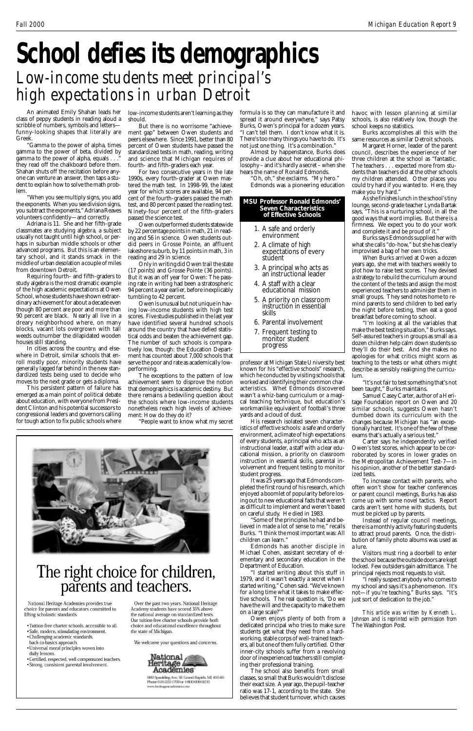# School defies its demographics

## Low-income students meet principal's high expectations in urban Detroit

An animated Emily Shahan leads her class of peppy students in reading aloud a scribble of numbers, symbols and letters—funny-looking shapes that literally are Greek.

"Gamma to the power of alpha, times gamma to the power of beta, divided by gamma to the power of alpha, equals . . ." they read off the chalkboard before them. Shahan shuts off the recitation before anyone can venture an answer, then taps a student to explain how to solve the math problem.

"When you see multiply signs, you add the exponents. When you see division signs, you subtract the exponents," Adriana Reaves volunteers confidently—and correctly.

Adriana is 11. She and her fifth-grade classmates are studying algebra, a subject usually not taught until high school, or perhaps in suburban middle schools or other advanced programs. But this is an elementary school, and it stands smack in the middle of urban desolation a couple of miles from downtown Detroit.

Requiring fourth- and fifth-graders to study algebra is the most dramatic example of the high academic expectations at Owen School, whose students have shown extraordinary achievement for about a decade even though 80 percent are poor and more than 90 percent are black. Nearly all live in a dreary neighborhood where, on many blocks, vacant lots overgrown with tall weeds outnumber the dilapidated wooden houses still standing.

In cities across the country, and elsewhere in Detroit, similar schools that enroll mostly poor, minority students have generally lagged far behind in the new standardized tests being used to decide who moves to the next grade or gets a diploma.

This persistent pattern of failure has emerged as a main point of political debate about education, with everyone from President Clinton and his potential successors to congressional leaders and governors calling for tough action to fix public schools where low-income students aren't learning as they should.

But there is no worrisome "achievement gap" between Owen students and peers elsewhere. Since 1991, better than 80 percent of Owen students have passed the standardized tests in math, reading, writing and science that Michigan requires of fourth- and fifth-graders each year.

For two consecutive years in the late 1990s, every fourth-grader at Owen mastered the math test. In 1998-99, the latest year for which scores are available, 94 percent of the fourth-graders passed the math test, and 80 percent passed the reading test. Ninety-four percent of the fifth-graders passed the science test.

Owen outperformed students statewide by 22 percentage points in math, 21 in reading and 56 in science. Owen students outdid peers in Grosse Pointe, an affluent lakeshore suburb, by 11 points in math, 3 in reading and 29 in science.

Only in writing did Owen trail the state (17 points) and Grosse Pointe (36 points). But it was an off year for Owen: The passing rate in writing had been a stratospheric 94 percent a year earlier, before inexplicably tumbling to 42 percent.

Owen is unusual but not unique in having low-income students with high test scores. Five studies published in the last year have identified several hundred schools around the country that have defied statistical odds and beaten the achievement gap. The number of such schools is comparatively low, though: the Education Department has counted about 7,000 schools that serve the poor and rate as academically low-performing.

The exceptions to the pattern of low achievement seem to disprove the notion that demographics is academic destiny. But there remains a bedeviling question about the schools where low-income students nonetheless reach high levels of achievement: How do they do it?

"People want to know what my secret formula is so they can manufacture it and spread it around everywhere," says Patsy Burks, Owen's principal for a dozen years. "I can't tell them. I don't know what it is. There's too many things you have to do. It's not just one thing. It's a combination."

Almost by happenstance, Burks does provide a clue about her educational philosophy – and it's hardly a secret – when she hears the name of Ronald Edmonds.

"Oh, oh," she exclaims. "My hero."

Edmonds was a pioneering education professor at Michigan State University best known for his "effective schools" research, which he conducted by visiting schools that worked and identifying their common characteristics. What Edmonds discovered wasn't a whiz-bang curriculum or a magical teaching technique, but education's workmanlike equivalent of football's three yards and a cloud of dust.

> **MSU Professor Ronald Edmonds' Seven Characteristics of Effective Schools**
>
> 1. A safe and orderly environment
> 2. A climate of high expectations of every student
> 3. A principal who acts as an instructional leader
> 4. A staff with a clear educational mission
> 5. A priority on classroom instruction in essential skills
> 6. Parental involvement
> 7. Frequent testing to monitor student progress

His research isolated seven characteristics of effective schools: a safe and orderly environment, a climate of high expectations of every students, a principal who acts as an instructional leader, a staff with a clear educational mission, a priority on classroom instruction in essential skills, parental involvement and frequent testing to monitor student progress.

It was 25 years ago that Edmonds completed the first round of his research, which enjoyed a boomlet of popularity before losing out to new educational fads that weren't as difficult to implement and weren't based on careful study. He died in 1983.

"Some of the principles he had and believed in made a lot of sense to me," recalls Burks. "I think the most important was: All children can learn."

Edmonds has another disciple in Michael Cohen, assistant secretary of elementary and secondary education in the Department of Education.

"I started writing about this stuff in 1979, and it wasn't exactly a secret when I started writing," Cohen said. "We've known for a long time what it takes to make effective schools. The real question is, 'Do we have the will and the capacity to make them on a large scale?'"

Owen enjoys plenty of both from a dedicated principal who tries to make sure students get what they need from a hardworking, stable corps of well-trained teachers, all but one of them fully certified. Other inner-city schools suffer from a revolving door of inexperienced teachers still completing their professional training.

The school also benefits from small classes, so small that Burks wouldn't disclose their exact size. A year ago, the pupil-teacher ratio was 17-1, according to the state. She believes that student turnover, which causes havoc with lesson planning at similar schools, is also relatively low, though the school keeps no statistics.

Burks accomplishes all this with the same resources as similar Detroit schools.

Margaret Horner, leader of the parent council, describes the experience of her three children at the school as "fantastic. The teachers . . . expected more from students than teachers did at the other schools my children attended. Other places you could try hard if you wanted to. Here, they make you try hard."

As she finishes lunch in the school's tiny lounge, second-grade teacher Lynda Bartak says, "This is a nurturing school, in all the good ways that word implies. But there is a firmness. We expect you to do your work and complete it and be proud of it."

Burks says Edmonds supplied her with what she calls "do-how," but she has clearly improvised a bag of her own tricks.

When Burks arrived at Owen a dozen years ago, she met with teachers weekly to plot how to raise test scores. They devised a strategy to rebuild the curriculum around the content of the tests and assign the most experienced teachers to administer them in small groups. They send notes home to remind parents to send children to bed early the night before testing, then eat a good breakfast before coming to school.

"I'm looking at all the variables that make the best testing situation," Burks says. Self-assured teachers in groups as small as a dozen children help calm down students so they'll do their best. And she makes no apologies for what critics might scorn as teaching to the tests or what others might describe as sensibly realigning the curriculum.

"It's not fair to test something that's not been taught," Burks maintains.

Samuel Casey Carter, author of a Heritage Foundation report on Owen and 20 similar schools, suggests Owen hasn't dumbed down its curriculum with the changes because Michigan has "an exceptionally hard test. It's one of the few of these exams that's actually a serious test."

Carter says he independently verified Owen's test scores, which appear to be corroborated by scores in lower grades on the Metropolitan Achievement Test-7—in his opinion, another of the better standardized tests.

To increase contact with parents, who often won't show for teacher conferences or parent council meetings, Burks has also come up with some novel tactics. Report cards aren't sent home with students, but must be picked up by parents.

Instead of regular council meetings, there is a monthly activity featuring students to attract proud parents. Once, the distribution of family photo albums was used as a lure.

Visitors must ring a doorbell to enter the school because the outside doors are kept locked. Few outsiders gain admittance. The principal rejects most requests to visit.

"I really suspect anybody who comes to my school and says it's a phenomenon. It's not—if you're teaching," Burks says. "It's just sort of dedication to the job."

*This article was written by Kenneth L. Johnson and is reprinted with permission from* The Washington Post.

---

# The right choice for children, parents and teachers.

National Heritage Academies provides true choice for parents and educators committed to lifting scholastic standards.

- Tuition-free charter schools, accessible to all.
- Safe, modern, stimulating environment.
- Challenging academic standards, back-to-basics approach.
- Universal moral principles woven into daily lessons.
- Certified, respected, well compensated teachers.
- Strong, consistent parental involvement.

Over the past two years, National Heritage Academy students have scored 35% above the national average on standardized tests. Our tuition-free charter schools provide both choice and educational excellence throughout the state of Michigan.

We welcome your questions and concerns.

National Heritage Academies

989 Spaulding Ave. SE Grand Rapids, MI 49546
Phone 616-222-1700 or 1-800-699-9235
www.heritageacademies.com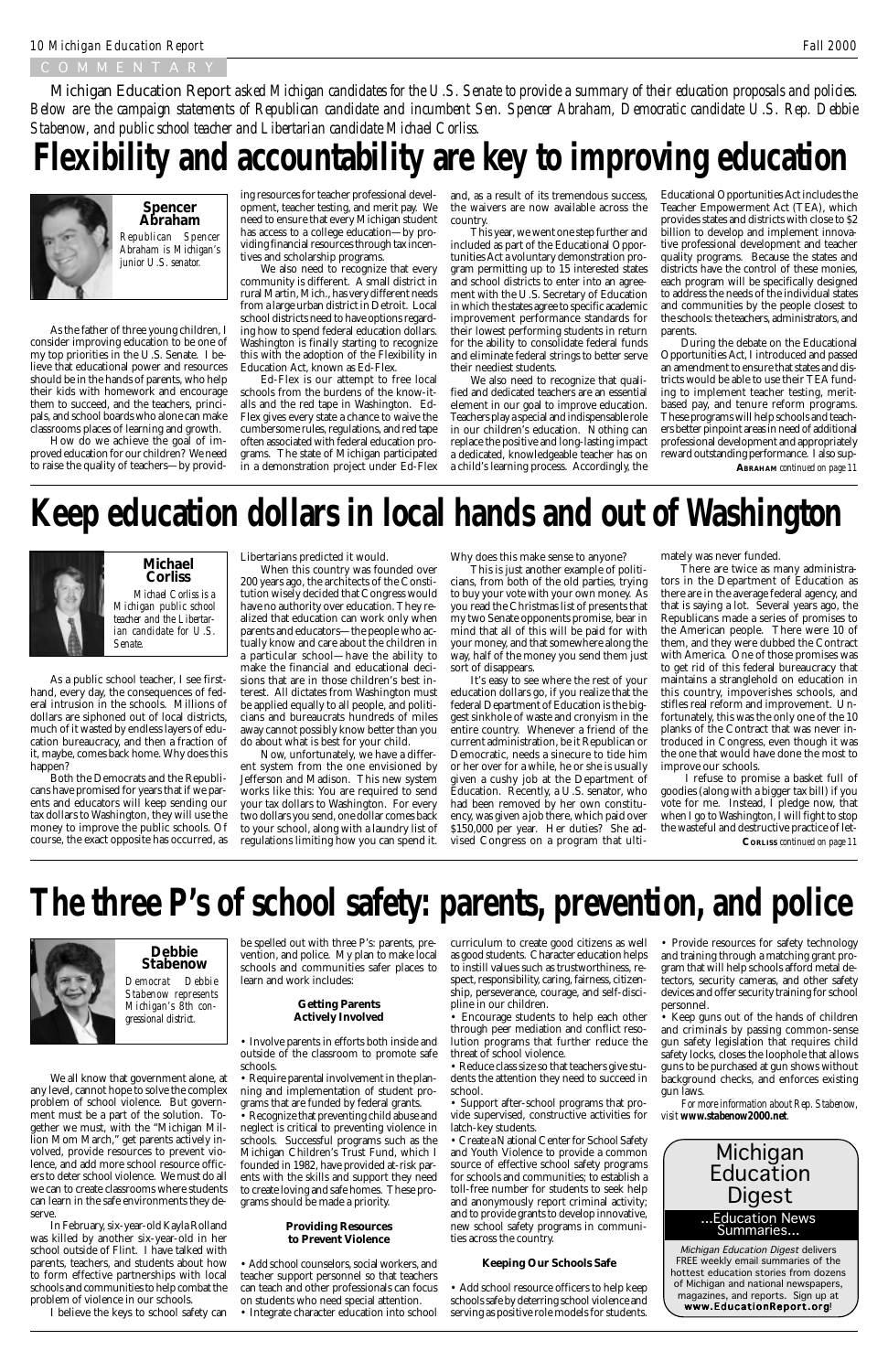COMMENTARY

*Michigan Education Report asked Michigan candidates for the U.S. Senate to provide a summary of their education proposals and policies. Below are the campaign statements of Republican candidate and incumbent Sen. Spencer Abraham, Democratic candidate U.S. Rep. Debbie Stabenow, and public school teacher and Libertarian candidate Michael Corliss.*

# Flexibility and accountability are key to improving education

**Spencer Abraham**

*Republican Spencer Abraham is Michigan's junior U.S. senator.*

As the father of three young children, I consider improving education to be one of my top priorities in the U.S. Senate. I believe that educational power and resources should be in the hands of parents, who help their kids with homework and encourage them to succeed, and the teachers, principals, and school boards who alone can make classrooms places of learning and growth.

How do we achieve the goal of improved education for our children? We need to raise the quality of teachers—by providing resources for teacher professional development, teacher testing, and merit pay. We need to ensure that every Michigan student has access to a college education—by providing financial resources through tax incentives and scholarship programs.

We also need to recognize that every community is different. A small district in rural Martin, Mich., has very different needs from a large urban district in Detroit. Local school districts need to have options regarding how to spend federal education dollars. Washington is finally starting to recognize this with the adoption of the Flexibility in Education Act, known as Ed-Flex.

Ed-Flex is our attempt to free local schools from the burdens of the know-it-alls and the red tape in Washington. Ed-Flex gives every state a chance to waive the cumbersome rules, regulations, and red tape often associated with federal education programs. The state of Michigan participated in a demonstration project under Ed-Flex and, as a result of its tremendous success, the waivers are now available across the country.

This year, we went one step further and included as part of the Educational Opportunities Act a voluntary demonstration program permitting up to 15 interested states and school districts to enter into an agreement with the U.S. Secretary of Education in which the states agree to specific academic improvement performance standards for their lowest performing students in return for the ability to consolidate federal funds and eliminate federal strings to better serve their neediest students.

We also need to recognize that qualified and dedicated teachers are an essential element in our goal to improve education. Teachers play a special and indispensable role in our children's education. Nothing can replace the positive and long-lasting impact a dedicated, knowledgeable teacher has on a child's learning process. Accordingly, the Educational Opportunities Act includes the Teacher Empowerment Act (TEA), which provides states and districts with close to $2 billion to develop and implement innovative professional development and teacher quality programs. Because the states and districts have the control of these monies, each program will be specifically designed to address the needs of the individual states and communities by the people closest to the schools: the teachers, administrators, and parents.

During the debate on the Educational Opportunities Act, I introduced and passed an amendment to ensure that states and districts would be able to use their TEA funding to implement teacher testing, merit-based pay, and tenure reform programs. These programs will help schools and teachers better pinpoint areas in need of additional professional development and appropriately reward outstanding performance. I also sup-

**ABRAHAM** *continued on page 11*

# Keep education dollars in local hands and out of Washington

**Michael Corliss**

*Michael Corliss is a Michigan public school teacher and the Libertarian candidate for U.S. Senate.*

As a public school teacher, I see first-hand, every day, the consequences of federal intrusion in the schools. Millions of dollars are siphoned out of local districts, much of it wasted by endless layers of education bureaucracy, and then a fraction of it, maybe, comes back home. Why does this happen?

Both the Democrats and the Republicans have promised for years that if we parents and educators will keep sending our tax dollars to Washington, they will use the money to improve the public schools. Of course, the exact opposite has occurred, as Libertarians predicted it would.

When this country was founded over 200 years ago, the architects of the Constitution wisely decided that Congress would have no authority over education. They realized that education can work only when parents and educators—the people who actually know and care about the children in a particular school—have the ability to make the financial and educational decisions that are in those children's best interest. All dictates from Washington must be applied equally to all people, and politicians and bureaucrats hundreds of miles away cannot possibly know better than you do about what is best for your child.

Now, unfortunately, we have a different system from the one envisioned by Jefferson and Madison. This new system works like this: You are required to send your tax dollars to Washington. For every two dollars you send, one dollar comes back to your school, along with a laundry list of regulations limiting how you can spend it. Why does this make sense to anyone?

This is just another example of politicians, from both of the old parties, trying to buy your vote with your own money. As you read the Christmas list of presents that my two Senate opponents promise, bear in mind that all of this will be paid for with your money, and that somewhere along the way, half of the money you send them just sort of disappears.

It's easy to see where the rest of your education dollars go, if you realize that the federal Department of Education is the biggest sinkhole of waste and cronyism in the entire country. Whenever a friend of the current administration, be it Republican or Democratic, needs a sinecure to tide him or her over for a while, he or she is usually given a cushy job at the Department of Education. Recently, a U.S. senator, who had been removed by her own constituency, was given a job there, which paid over $150,000 per year. Her duties? She advised Congress on a program that ultimately was never funded.

There are twice as many administrators in the Department of Education as there are in the average federal agency, and that is saying a lot. Several years ago, the Republicans made a series of promises to the American people. There were 10 of them, and they were dubbed the Contract with America. One of those promises was to get rid of this federal bureaucracy that maintains a stranglehold on education in this country, impoverishes schools, and stifles real reform and improvement. Unfortunately, this was the only one of the 10 planks of the Contract that was never introduced in Congress, even though it was the one that would have done the most to improve our schools.

I refuse to promise a basket full of goodies (along with a bigger tax bill) if you vote for me. Instead, I pledge now, that when I go to Washington, I will fight to stop the wasteful and destructive practice of let-

**CORLISS** *continued on page 11*

# The three P's of school safety: parents, prevention, and police

**Debbie Stabenow**

*Democrat Debbie Stabenow represents Michigan's 8th congressional district.*

We all know that government alone, at any level, cannot hope to solve the complex problem of school violence. But government must be a part of the solution. Together we must, with the "Michigan Million Mom March," get parents actively involved, provide resources to prevent violence, and add more school resource officers to deter school violence. We must do all we can to create classrooms where students can learn in the safe environments they deserve.

In February, six-year-old Kayla Rolland was killed by another six-year-old in her school outside of Flint. I have talked with parents, teachers, and students about how to form effective partnerships with local schools and communities to help combat the problem of violence in our schools.

I believe the keys to school safety can be spelled out with three P's: parents, prevention, and police. My plan to make local schools and communities safer places to learn and work includes:

**Getting Parents Actively Involved**

- Involve parents in efforts both inside and outside of the classroom to promote safe schools.
- Require parental involvement in the planning and implementation of student programs that are funded by federal grants.
- Recognize that preventing child abuse and neglect is critical to preventing violence in schools. Successful programs such as the Michigan Children's Trust Fund, which I founded in 1982, have provided at-risk parents with the skills and support they need to create loving and safe homes. These programs should be made a priority.

**Providing Resources to Prevent Violence**

- Add school counselors, social workers, and teacher support personnel so that teachers can teach and other professionals can focus on students who need special attention.
- Integrate character education into school curriculum to create good citizens as well as good students. Character education helps to instill values such as trustworthiness, respect, responsibility, caring, fairness, citizenship, perseverance, courage, and self-discipline in our children.
- Encourage students to help each other through peer mediation and conflict resolution programs that further reduce the threat of school violence.
- Reduce class size so that teachers give students the attention they need to succeed in school.
- Support after-school programs that provide supervised, constructive activities for latch-key students.
- Create a National Center for School Safety and Youth Violence to provide a common source of effective school safety programs for schools and communities; to establish a toll-free number for students to seek help and anonymously report criminal activity; and to provide grants to develop innovative, new school safety programs in communities across the country.

**Keeping Our Schools Safe**

- Add school resource officers to help keep schools safe by deterring school violence and serving as positive role models for students.
- Provide resources for safety technology and training through a matching grant program that will help schools afford metal detectors, security cameras, and other safety devices and offer security training for school personnel.
- Keep guns out of the hands of children and criminals by passing common-sense gun safety legislation that requires child safety locks, closes the loophole that allows guns to be purchased at gun shows without background checks, and enforces existing gun laws.

*For more information about Rep. Stabenow, visit* **www.stabenow2000.net**.

**Michigan Education Digest**

...Education News Summaries...

*Michigan Education Digest* delivers FREE weekly email summaries of the hottest education stories from dozens of Michigan and national newspapers, magazines, and reports. Sign up at **www.EducationReport.org**!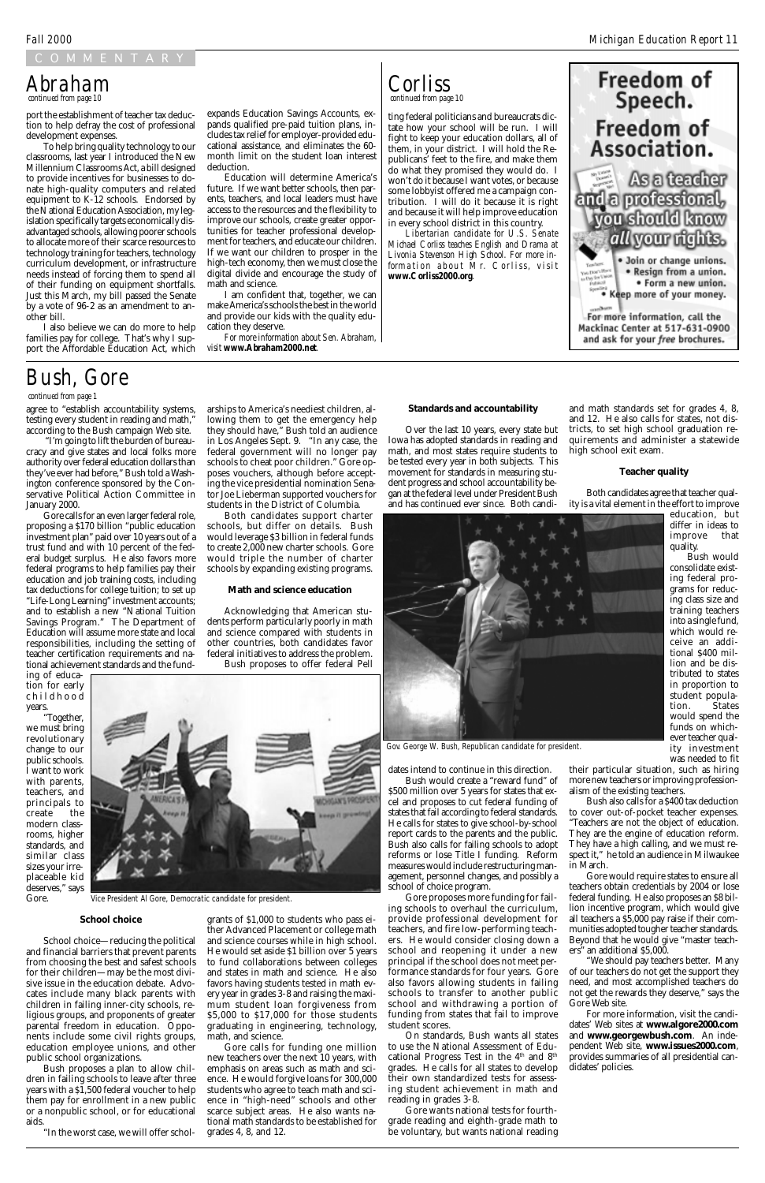COMMENTARY

# Abraham

*continued from page 10*

port the establishment of teacher tax deduction to help defray the cost of professional development expenses.

To help bring quality technology to our classrooms, last year I introduced the New Millennium Classrooms Act, a bill designed to provide incentives for businesses to donate high-quality computers and related equipment to K-12 schools. Endorsed by the National Education Association, my legislation specifically targets economically disadvantaged schools, allowing poorer schools to allocate more of their scarce resources to technology training for teachers, technology curriculum development, or infrastructure needs instead of forcing them to spend all of their funding on equipment shortfalls. Just this March, my bill passed the Senate by a vote of 96-2 as an amendment to another bill.

I also believe we can do more to help families pay for college. That's why I support the Affordable Education Act, which expands Education Savings Accounts, expands qualified pre-paid tuition plans, includes tax relief for employer-provided educational assistance, and eliminates the 60-month limit on the student loan interest deduction.

Education will determine America's future. If we want better schools, then parents, teachers, and local leaders must have access to the resources and the flexibility to improve our schools, create greater opportunities for teacher professional development for teachers, and educate our children. If we want our children to prosper in the high-tech economy, then we must close the digital divide and encourage the study of math and science.

I am confident that, together, we can make America's schools the best in the world and provide our kids with the quality education they deserve.

*For more information about Sen. Abraham, visit* **www.Abraham2000.net**.

# Corliss

*continued from page 10*

ting federal politicians and bureaucrats dictate how your school will be run. I will fight to keep your education dollars, all of them, in your district. I will hold the Republicans' feet to the fire, and make them do what they promised they would do. I won't do it because I want votes, or because some lobbyist offered me a campaign contribution. I will do it because it is right and because it will help improve education in every school district in this country.

*Libertarian candidate for U.S. Senate Michael Corliss teaches English and Drama at Livonia Stevenson High School. For more information about Mr. Corliss, visit* **www.Corliss2000.org**.

**Freedom of Speech. Freedom of Association.**

**As a teacher and a professional, you should know all your rights.**

- Join or change unions.
- Resign from a union.
- Form a new union.
- Keep more of your money.

**For more information, call the Mackinac Center at 517-631-0900 and ask for your *free* brochures.**

# Bush, Gore

*continued from page 1*

agree to "establish accountability systems, testing every student in reading and math," according to the Bush campaign Web site.

"I'm going to lift the burden of bureaucracy and give states and local folks more authority over federal education dollars than they've ever had before," Bush told a Washington conference sponsored by the Conservative Political Action Committee in January 2000.

Gore calls for an even larger federal role, proposing a $170 billion "public education investment plan" paid over 10 years out of a trust fund and with 10 percent of the federal budget surplus. He also favors more federal programs to help families pay their education and job training costs, including tax deductions for college tuition; to set up "Life-Long Learning" investment accounts; and to establish a new "National Tuition Savings Program." The Department of Education will assume more state and local responsibilities, including the setting of teacher certification requirements and national achievement standards and the funding of education for early childhood years.

"Together, we must bring revolutionary change to our public schools. I want to work with parents, teachers, and principals to create the modern classrooms, higher standards, and similar class sizes your irreplaceable kid deserves," says Gore.

*Vice President Al Gore, Democratic candidate for president.*

### School choice

School choice—reducing the political and financial barriers that prevent parents from choosing the best and safest schools for their children—may be the most divisive issue in the education debate. Advocates include many black parents with children in failing inner-city schools, religious groups, and proponents of greater parental freedom in education. Opponents include some civil rights groups, education employee unions, and other public school organizations.

Bush proposes a plan to allow children in failing schools to leave after three years with a $1,500 federal voucher to help them pay for enrollment in a new public or a nonpublic school, or for educational aids.

"In the worst case, we will offer scholarships to America's neediest children, allowing them to get the emergency help they should have," Bush told an audience in Los Angeles Sept. 9. "In any case, the federal government will no longer pay schools to cheat poor children." Gore opposes vouchers, although before accepting the vice presidential nomination Senator Joe Lieberman supported vouchers for students in the District of Columbia.

Both candidates support charter schools, but differ on details. Bush would leverage $3 billion in federal funds to create 2,000 new charter schools. Gore would triple the number of charter schools by expanding existing programs.

### Math and science education

Acknowledging that American students perform particularly poorly in math and science compared with students in other countries, both candidates favor federal initiatives to address the problem.

Bush proposes to offer federal Pell grants of $1,000 to students who pass either Advanced Placement or college math and science courses while in high school. He would set aside $1 billion over 5 years to fund collaborations between colleges and states in math and science. He also favors having students tested in math every year in grades 3-8 and raising the maximum student loan forgiveness from $5,000 to $17,000 for those students graduating in engineering, technology, math, and science.

Gore calls for funding one million new teachers over the next 10 years, with emphasis on areas such as math and science. He would forgive loans for 300,000 students who agree to teach math and science in "high-need" schools and other scarce subject areas. He also wants national math standards to be established for grades 4, 8, and 12.

### Standards and accountability

Over the last 10 years, every state but Iowa has adopted standards in reading and math, and most states require students to be tested every year in both subjects. This movement for standards in measuring student progress and school accountability began at the federal level under President Bush and has continued ever since. Both candidates intend to continue in this direction.

*Gov. George W. Bush, Republican candidate for president.*

Bush would create a "reward fund" of $500 million over 5 years for states that excel and proposes to cut federal funding of states that fail according to federal standards. He calls for states to give school-by-school report cards to the parents and the public. Bush also calls for failing schools to adopt reforms or lose Title I funding. Reform measures would include restructuring management, personnel changes, and possibly a school of choice program.

Gore proposes more funding for failing schools to overhaul the curriculum, provide professional development for teachers, and fire low-performing teachers. He would consider closing down a school and reopening it under a new principal if the school does not meet performance standards for four years. Gore also favors allowing students in failing schools to transfer to another public school and withdrawing a portion of funding from states that fail to improve student scores.

On standards, Bush wants all states to use the National Assessment of Educational Progress Test in the 4th and 8th grades. He calls for all states to develop their own standardized tests for assessing student achievement in math and reading in grades 3-8.

Gore wants national tests for fourth-grade reading and eighth-grade math to be voluntary, but wants national reading and math standards set for grades 4, 8, and 12. He also calls for states, not districts, to set high school graduation requirements and administer a statewide high school exit exam.

### Teacher quality

Both candidates agree that teacher quality is a vital element in the effort to improve education, but differ in ideas to improve that quality.

Bush would consolidate existing federal programs for reducing class size and training teachers into a single fund, which would receive an additional $400 million and be distributed to states in proportion to student population. States would spend the funds on whichever teacher quality investment was needed to fit their particular situation, such as hiring more new teachers or improving professionalism of the existing teachers.

Bush also calls for a $400 tax deduction to cover out-of-pocket teacher expenses. "Teachers are not the object of education. They are the engine of education reform. They have a high calling, and we must respect it," he told an audience in Milwaukee in March.

Gore would require states to ensure all teachers obtain credentials by 2004 or lose federal funding. He also proposes an $8 billion incentive program, which would give all teachers a $5,000 pay raise if their communities adopted tougher teacher standards. Beyond that he would give "master teachers" an additional $5,000.

"We should pay teachers better. Many of our teachers do not get the support they need, and most accomplished teachers do not get the rewards they deserve," says the Gore Web site.

For more information, visit the candidates' Web sites at **www.algore2000.com** and **www.georgewbush.com**. An independent Web site, **www.issues2000.com**, provides summaries of all presidential candidates' policies.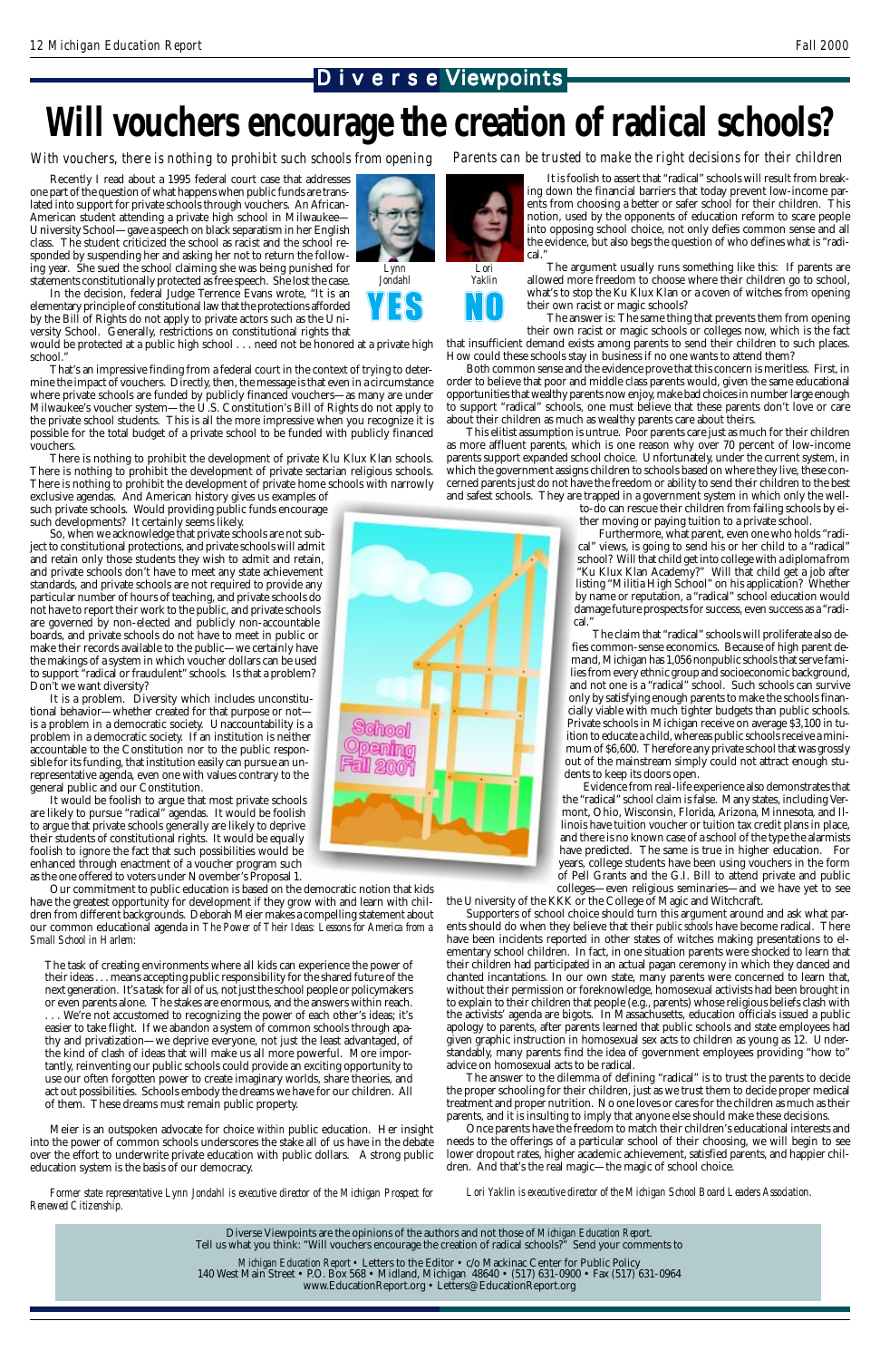## Diverse Viewpoints

# Will vouchers encourage the creation of radical schools?

*With vouchers, there is nothing to prohibit such schools from opening*

Lynn Jondahl

**YES**

Recently I read about a 1995 federal court case that addresses one part of the question of what happens when public funds are translated into support for private schools through vouchers. An African-American student attending a private high school in Milwaukee—University School—gave a speech on black separatism in her English class. The student criticized the school as racist and the school responded by suspending her and asking her not to return the following year. She sued the school claiming she was being punished for statements constitutionally protected as free speech. She lost the case.

In the decision, federal Judge Terrence Evans wrote, "It is an elementary principle of constitutional law that the protections afforded by the Bill of Rights do not apply to private actors such as the University School. Generally, restrictions on constitutional rights that would be protected at a public high school . . . need not be honored at a private high school."

That's an impressive finding from a federal court in the context of trying to determine the impact of vouchers. Directly, then, the message is that even in a circumstance where private schools are funded by publicly financed vouchers—as many are under Milwaukee's voucher system—the U.S. Constitution's Bill of Rights do not apply to the private school students. This is all the more impressive when you recognize it is possible for the total budget of a private school to be funded with publicly financed vouchers.

There is nothing to prohibit the development of private Klu Klux Klan schools. There is nothing to prohibit the development of private sectarian religious schools. There is nothing to prohibit the development of private home schools with narrowly exclusive agendas. And American history gives us examples of such private schools. Would providing public funds encourage such developments? It certainly seems likely.

So, when we acknowledge that private schools are not subject to constitutional protections, and private schools will admit and retain only those students they wish to admit and retain, and private schools don't have to meet any state achievement standards, and private schools are not required to provide any particular number of hours of teaching, and private schools do not have to report their work to the public, and private schools are governed by non-elected and publicly non-accountable boards, and private schools do not have to meet in public or make their records available to the public—we certainly have the makings of a system in which voucher dollars can be used to support "radical or fraudulent" schools. Is that a problem? Don't we want diversity?

It is a problem. Diversity which includes unconstitutional behavior—whether created for that purpose or not—is a problem in a democratic society. Unaccountability is a problem in a democratic society. If an institution is neither accountable to the Constitution nor to the public responsible for its funding, that institution easily can pursue an unrepresentative agenda, even one with values contrary to the general public and our Constitution.

It would be foolish to argue that most private schools are likely to pursue "radical" agendas. It would be foolish to argue that private schools generally are likely to deprive their students of constitutional rights. It would be equally foolish to ignore the fact that such possibilities would be enhanced through enactment of a voucher program such as the one offered to voters under November's Proposal 1.

Our commitment to public education is based on the democratic notion that kids have the greatest opportunity for development if they grow with and learn with children from different backgrounds. Deborah Meier makes a compelling statement about our common educational agenda in *The Power of Their Ideas: Lessons for America from a Small School in Harlem*:

> The task of creating environments where all kids can experience the power of their ideas . . . means accepting public responsibility for the shared future of the next generation. It's a task for all of us, not just the school people or policymakers or even parents alone. The stakes are enormous, and the answers within reach. . . . We're not accustomed to recognizing the power of each other's ideas; it's easier to take flight. If we abandon a system of common schools through apathy and privatization—we deprive everyone, not just the least advantaged, of the kind of clash of ideas that will make us all more powerful. More importantly, reinventing our public schools could provide an exciting opportunity to use our often forgotten power to create imaginary worlds, share theories, and act out possibilities. Schools embody the dreams we have for our children. All of them. These dreams must remain public property.

Meier is an outspoken advocate for choice *within* public education. Her insight into the power of common schools underscores the stake all of us have in the debate over the effort to underwrite private education with public dollars. A strong public education system is the basis of our democracy.

*Former state representative Lynn Jondahl is executive director of the Michigan Prospect for Renewed Citizenship.*

*Parents can be trusted to make the right decisions for their children*

Lori Yaklin

**NO**

It is foolish to assert that "radical" schools will result from breaking down the financial barriers that today prevent low-income parents from choosing a better or safer school for their children. This notion, used by the opponents of education reform to scare people into opposing school choice, not only defies common sense and all the evidence, but also begs the question of who defines what is "radical."

The argument usually runs something like this: If parents are allowed more freedom to choose where their children go to school, what's to stop the Ku Klux Klan or a coven of witches from opening their own racist or magic schools?

The answer is: The same thing that prevents them from opening their own racist or magic schools or colleges now, which is the fact that insufficient demand exists among parents to send their children to such places. How could these schools stay in business if no one wants to attend them?

Both common sense and the evidence prove that this concern is meritless. First, in order to believe that poor and middle class parents would, given the same educational opportunities that wealthy parents now enjoy, make bad choices in number large enough to support "radical" schools, one must believe that these parents don't love or care about their children as much as wealthy parents care about theirs.

This elitist assumption is untrue. Poor parents care just as much for their children as more affluent parents, which is one reason why over 70 percent of low-income parents support expanded school choice. Unfortunately, under the current system, in which the government assigns children to schools based on where they live, these concerned parents just do not have the freedom or ability to send their children to the best and safest schools. They are trapped in a government system in which only the well-to-do can rescue their children from failing schools by either moving or paying tuition to a private school.

Furthermore, what parent, even one who holds "radical" views, is going to send his or her child to a "radical" school? Will that child get into college with a diploma from "Ku Klux Klan Academy?" Will that child get a job after listing "Militia High School" on his application? Whether by name or reputation, a "radical" school education would damage future prospects for success, even success as a "radical."

The claim that "radical" schools will proliferate also defies common-sense economics. Because of high parent demand, Michigan has 1,056 nonpublic schools that serve families from every ethnic group and socioeconomic background, and not one is a "radical" school. Such schools can survive only by satisfying enough parents to make the schools financially viable with much tighter budgets than public schools. Private schools in Michigan receive on average $3,100 in tuition to educate a child, whereas public schools receive a minimum of $6,600. Therefore any private school that was grossly out of the mainstream simply could not attract enough students to keep its doors open.

Evidence from real-life experience also demonstrates that the "radical" school claim is false. Many states, including Vermont, Ohio, Wisconsin, Florida, Arizona, Minnesota, and Illinois have tuition voucher or tuition tax credit plans in place, and there is no known case of a school of the type the alarmists have predicted. The same is true in higher education. For years, college students have been using vouchers in the form of Pell Grants and the G.I. Bill to attend private and public colleges—even religious seminaries—and we have yet to see the University of the KKK or the College of Magic and Witchcraft.

Supporters of school choice should turn this argument around and ask what parents should do when they believe that their *public schools* have become radical. There have been incidents reported in other states of witches making presentations to elementary school children. In fact, in one situation parents were shocked to learn that their children had participated in an actual pagan ceremony in which they danced and chanted incantations. In our own state, many parents were concerned to learn that, without their permission or foreknowledge, homosexual activists had been brought in to explain to their children that people (e.g., parents) whose religious beliefs clash with the activists' agenda are bigots. In Massachusetts, education officials issued a public apology to parents, after parents learned that public schools and state employees had given graphic instruction in homosexual sex acts to children as young as 12. Understandably, many parents find the idea of government employees providing "how to" advice on homosexual acts to be radical.

The answer to the dilemma of defining "radical" is to trust the parents to decide the proper schooling for their children, just as we trust them to decide proper medical treatment and proper nutrition. No one loves or cares for the children as much as their parents, and it is insulting to imply that anyone else should make these decisions.

Once parents have the freedom to match their children's educational interests and needs to the offerings of a particular school of their choosing, we will begin to see lower dropout rates, higher academic achievement, satisfied parents, and happier children. And that's the real magic—the magic of school choice.

*Lori Yaklin is executive director of the Michigan School Board Leaders Association.*

School Opening Fall 2001

Diverse Viewpoints are the opinions of the authors and not those of *Michigan Education Report*.
Tell us what you think: "Will vouchers encourage the creation of radical schools?" Send your comments to

*Michigan Education Report* • Letters to the Editor • c/o Mackinac Center for Public Policy
140 West Main Street • P.O. Box 568 • Midland, Michigan 48640 • (517) 631-0900 • Fax (517) 631-0964
www.EducationReport.org • Letters@EducationReport.org